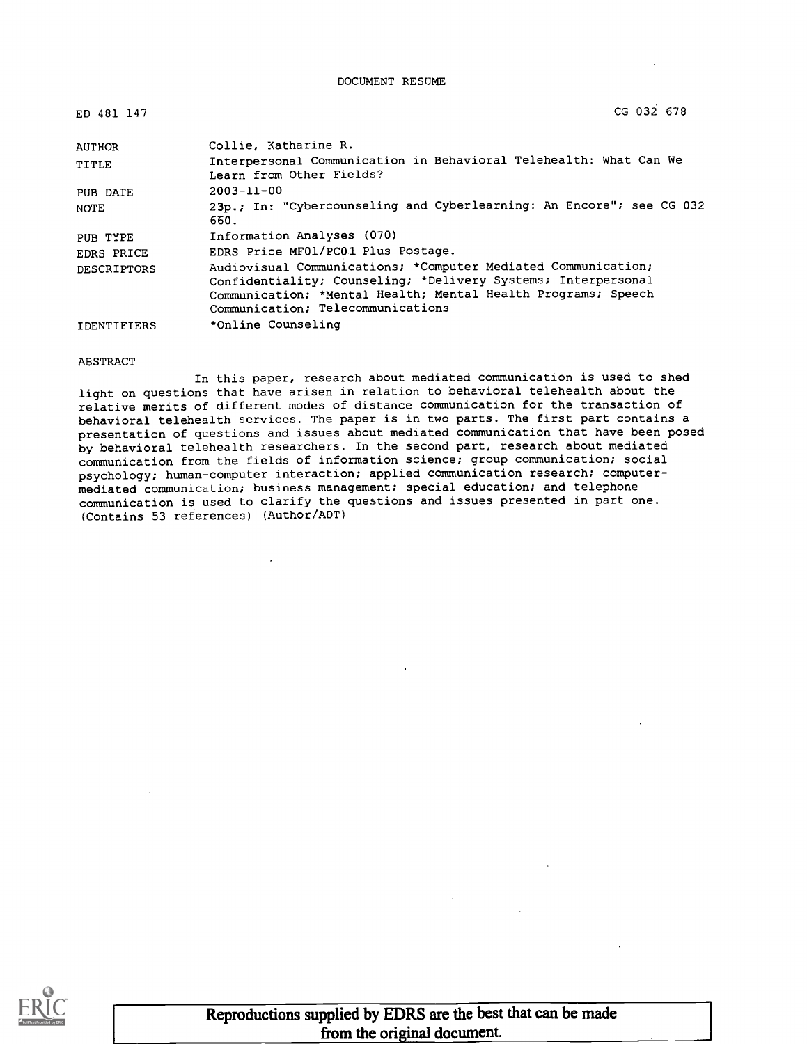DOCUMENT RESUME

ED 481 147 CG 032 678

| | |
|---|---|
| AUTHOR | Collie, Katharine R. |
| TITLE | Interpersonal Communication in Behavioral Telehealth: What Can We Learn from Other Fields? |
| PUB DATE | 2003-11-00 |
| NOTE | 23p.; In: "Cybercounseling and Cyberlearning: An Encore"; see CG 032 660. |
| PUB TYPE | Information Analyses (070) |
| EDRS PRICE | EDRS Price MF01/PC01 Plus Postage. |
| DESCRIPTORS | Audiovisual Communications; *Computer Mediated Communication; Confidentiality; Counseling; *Delivery Systems; Interpersonal Communication; *Mental Health; Mental Health Programs; Speech Communication; Telecommunications |
| IDENTIFIERS | *Online Counseling |

ABSTRACT

In this paper, research about mediated communication is used to shed light on questions that have arisen in relation to behavioral telehealth about the relative merits of different modes of distance communication for the transaction of behavioral telehealth services. The paper is in two parts. The first part contains a presentation of questions and issues about mediated communication that have been posed by behavioral telehealth researchers. In the second part, research about mediated communication from the fields of information science; group communication; social psychology; human-computer interaction; applied communication research; computer-mediated communication; business management; special education; and telephone communication is used to clarify the questions and issues presented in part one. (Contains 53 references) (Author/ADT)

Reproductions supplied by EDRS are the best that can be made from the original document.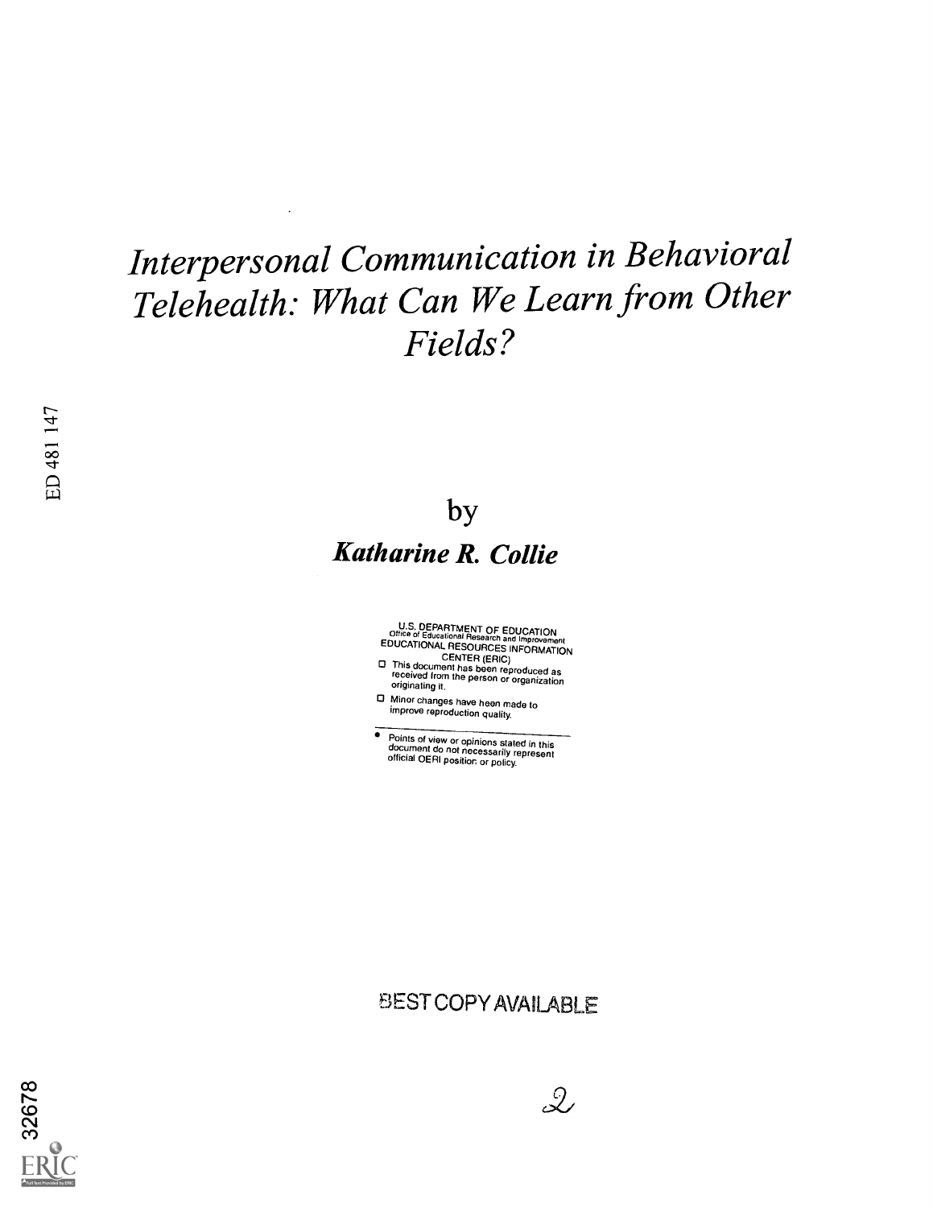# *Interpersonal Communication in Behavioral Telehealth: What Can We Learn from Other Fields?*

ED 481 147

by

***Katharine R. Collie***

U.S. DEPARTMENT OF EDUCATION
Office of Educational Research and Improvement
EDUCATIONAL RESOURCES INFORMATION CENTER (ERIC)

- ☐ This document has been reproduced as received from the person or organization originating it.
- ☐ Minor changes have been made to improve reproduction quality.

- Points of view or opinions stated in this document do not necessarily represent official OERI position or policy.

BEST COPY AVAILABLE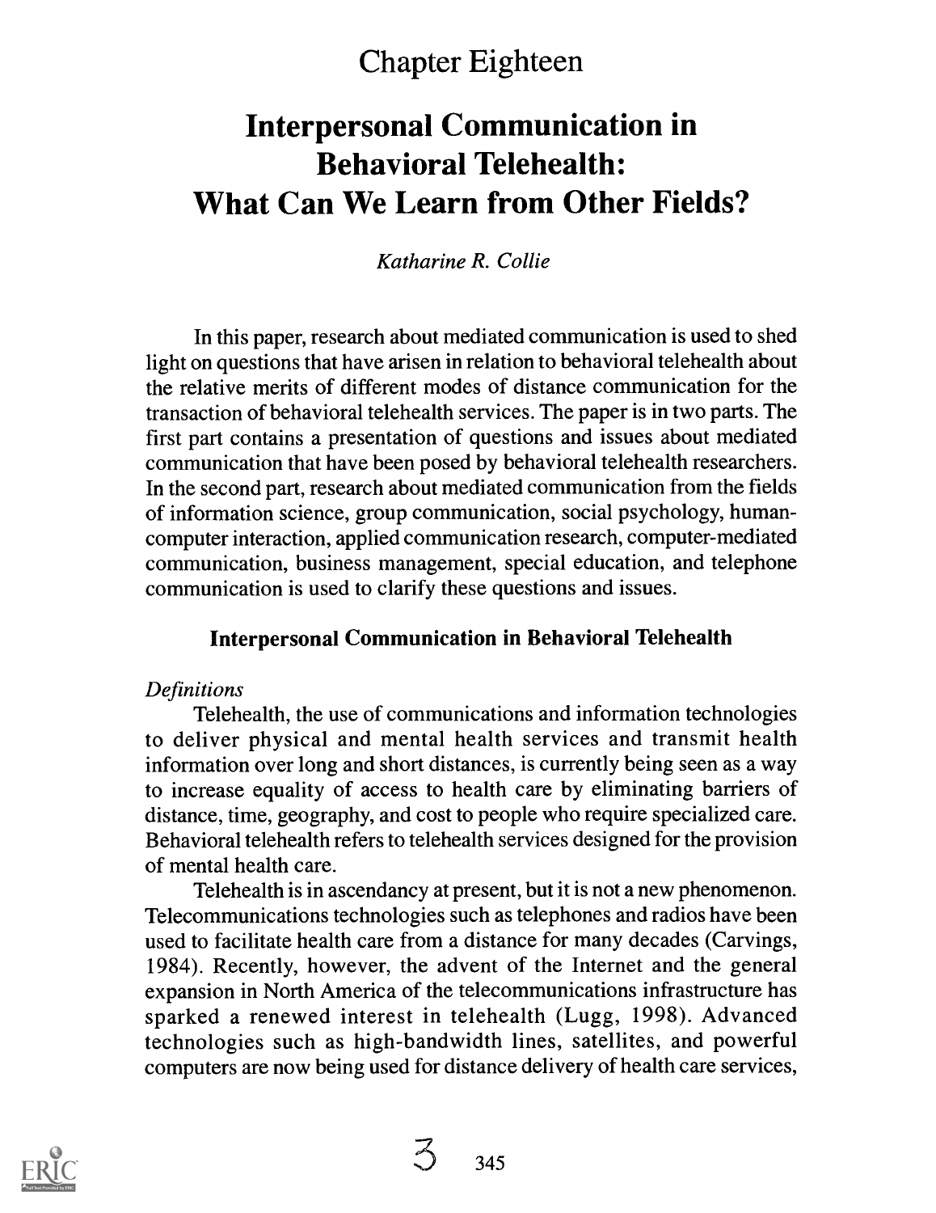# Chapter Eighteen

# Interpersonal Communication in Behavioral Telehealth: What Can We Learn from Other Fields?

*Katharine R. Collie*

In this paper, research about mediated communication is used to shed light on questions that have arisen in relation to behavioral telehealth about the relative merits of different modes of distance communication for the transaction of behavioral telehealth services. The paper is in two parts. The first part contains a presentation of questions and issues about mediated communication that have been posed by behavioral telehealth researchers. In the second part, research about mediated communication from the fields of information science, group communication, social psychology, human-computer interaction, applied communication research, computer-mediated communication, business management, special education, and telephone communication is used to clarify these questions and issues.

## Interpersonal Communication in Behavioral Telehealth

### *Definitions*

Telehealth, the use of communications and information technologies to deliver physical and mental health services and transmit health information over long and short distances, is currently being seen as a way to increase equality of access to health care by eliminating barriers of distance, time, geography, and cost to people who require specialized care. Behavioral telehealth refers to telehealth services designed for the provision of mental health care.

Telehealth is in ascendancy at present, but it is not a new phenomenon. Telecommunications technologies such as telephones and radios have been used to facilitate health care from a distance for many decades (Carvings, 1984). Recently, however, the advent of the Internet and the general expansion in North America of the telecommunications infrastructure has sparked a renewed interest in telehealth (Lugg, 1998). Advanced technologies such as high-bandwidth lines, satellites, and powerful computers are now being used for distance delivery of health care services,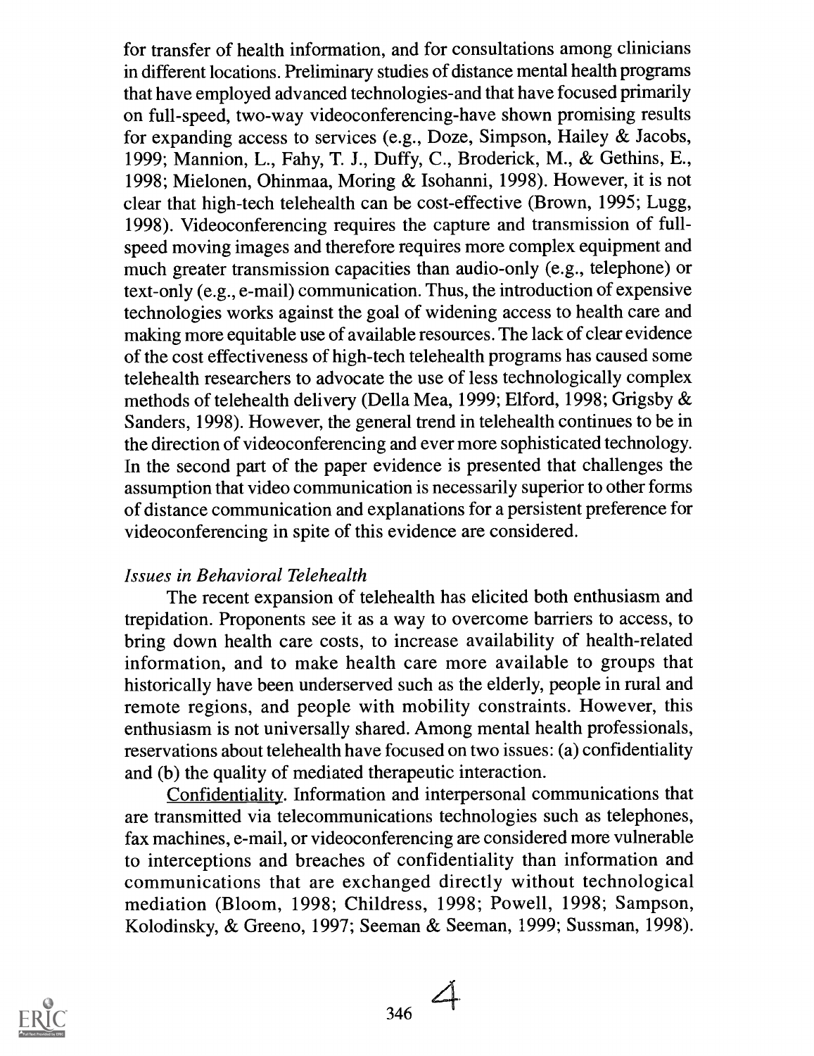for transfer of health information, and for consultations among clinicians in different locations. Preliminary studies of distance mental health programs that have employed advanced technologies-and that have focused primarily on full-speed, two-way videoconferencing-have shown promising results for expanding access to services (e.g., Doze, Simpson, Hailey & Jacobs, 1999; Mannion, L., Fahy, T. J., Duffy, C., Broderick, M., & Gethins, E., 1998; Mielonen, Ohinmaa, Moring & Isohanni, 1998). However, it is not clear that high-tech telehealth can be cost-effective (Brown, 1995; Lugg, 1998). Videoconferencing requires the capture and transmission of full-speed moving images and therefore requires more complex equipment and much greater transmission capacities than audio-only (e.g., telephone) or text-only (e.g., e-mail) communication. Thus, the introduction of expensive technologies works against the goal of widening access to health care and making more equitable use of available resources. The lack of clear evidence of the cost effectiveness of high-tech telehealth programs has caused some telehealth researchers to advocate the use of less technologically complex methods of telehealth delivery (Della Mea, 1999; Elford, 1998; Grigsby & Sanders, 1998). However, the general trend in telehealth continues to be in the direction of videoconferencing and ever more sophisticated technology. In the second part of the paper evidence is presented that challenges the assumption that video communication is necessarily superior to other forms of distance communication and explanations for a persistent preference for videoconferencing in spite of this evidence are considered.

### *Issues in Behavioral Telehealth*

The recent expansion of telehealth has elicited both enthusiasm and trepidation. Proponents see it as a way to overcome barriers to access, to bring down health care costs, to increase availability of health-related information, and to make health care more available to groups that historically have been underserved such as the elderly, people in rural and remote regions, and people with mobility constraints. However, this enthusiasm is not universally shared. Among mental health professionals, reservations about telehealth have focused on two issues: (a) confidentiality and (b) the quality of mediated therapeutic interaction.

Confidentiality. Information and interpersonal communications that are transmitted via telecommunications technologies such as telephones, fax machines, e-mail, or videoconferencing are considered more vulnerable to interceptions and breaches of confidentiality than information and communications that are exchanged directly without technological mediation (Bloom, 1998; Childress, 1998; Powell, 1998; Sampson, Kolodinsky, & Greeno, 1997; Seeman & Seeman, 1999; Sussman, 1998).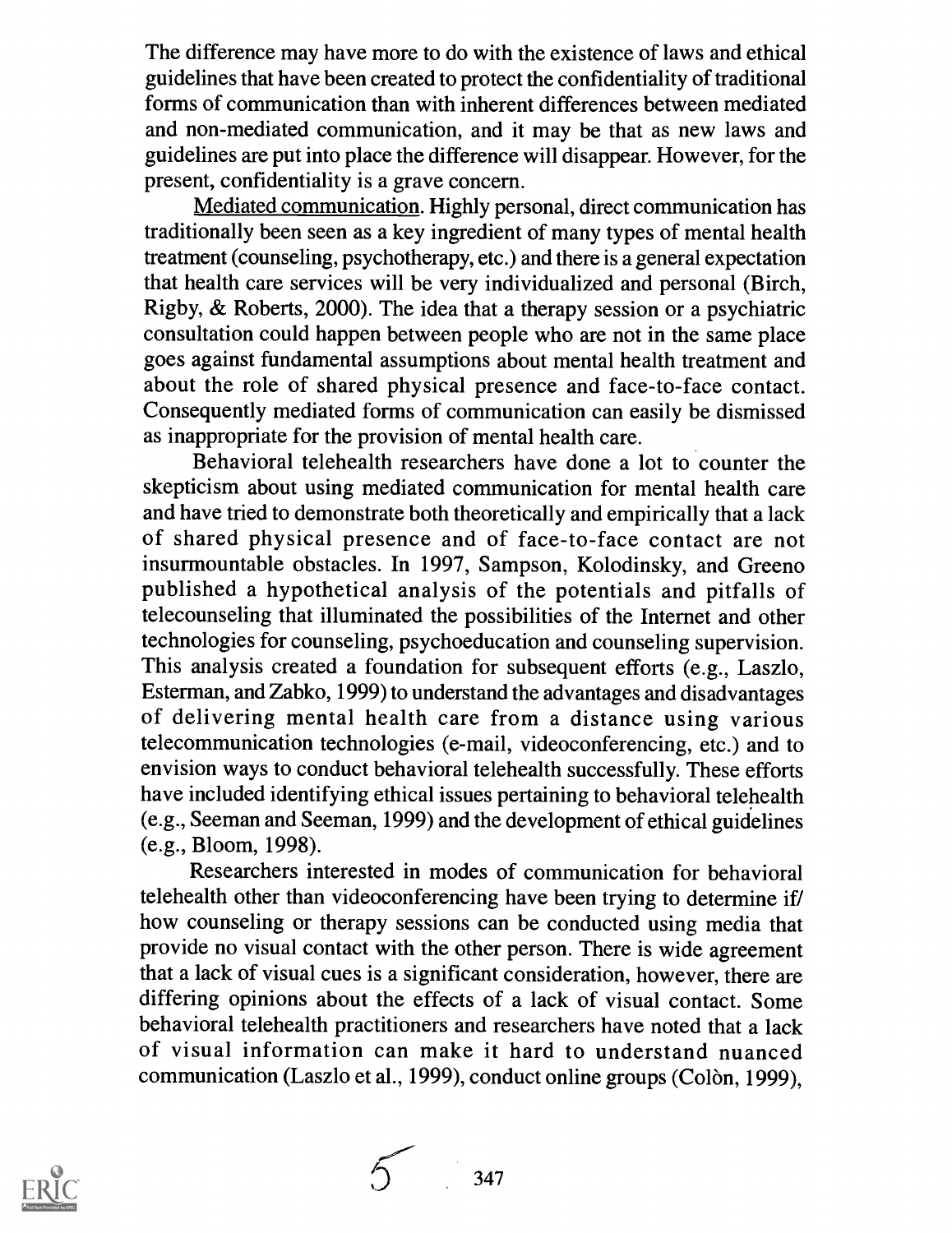The difference may have more to do with the existence of laws and ethical guidelines that have been created to protect the confidentiality of traditional forms of communication than with inherent differences between mediated and non-mediated communication, and it may be that as new laws and guidelines are put into place the difference will disappear. However, for the present, confidentiality is a grave concern.

Mediated communication. Highly personal, direct communication has traditionally been seen as a key ingredient of many types of mental health treatment (counseling, psychotherapy, etc.) and there is a general expectation that health care services will be very individualized and personal (Birch, Rigby, & Roberts, 2000). The idea that a therapy session or a psychiatric consultation could happen between people who are not in the same place goes against fundamental assumptions about mental health treatment and about the role of shared physical presence and face-to-face contact. Consequently mediated forms of communication can easily be dismissed as inappropriate for the provision of mental health care.

Behavioral telehealth researchers have done a lot to counter the skepticism about using mediated communication for mental health care and have tried to demonstrate both theoretically and empirically that a lack of shared physical presence and of face-to-face contact are not insurmountable obstacles. In 1997, Sampson, Kolodinsky, and Greeno published a hypothetical analysis of the potentials and pitfalls of telecounseling that illuminated the possibilities of the Internet and other technologies for counseling, psychoeducation and counseling supervision. This analysis created a foundation for subsequent efforts (e.g., Laszlo, Esterman, and Zabko, 1999) to understand the advantages and disadvantages of delivering mental health care from a distance using various telecommunication technologies (e-mail, videoconferencing, etc.) and to envision ways to conduct behavioral telehealth successfully. These efforts have included identifying ethical issues pertaining to behavioral telehealth (e.g., Seeman and Seeman, 1999) and the development of ethical guidelines (e.g., Bloom, 1998).

Researchers interested in modes of communication for behavioral telehealth other than videoconferencing have been trying to determine if/ how counseling or therapy sessions can be conducted using media that provide no visual contact with the other person. There is wide agreement that a lack of visual cues is a significant consideration, however, there are differing opinions about the effects of a lack of visual contact. Some behavioral telehealth practitioners and researchers have noted that a lack of visual information can make it hard to understand nuanced communication (Laszlo et al., 1999), conduct online groups (Colòn, 1999),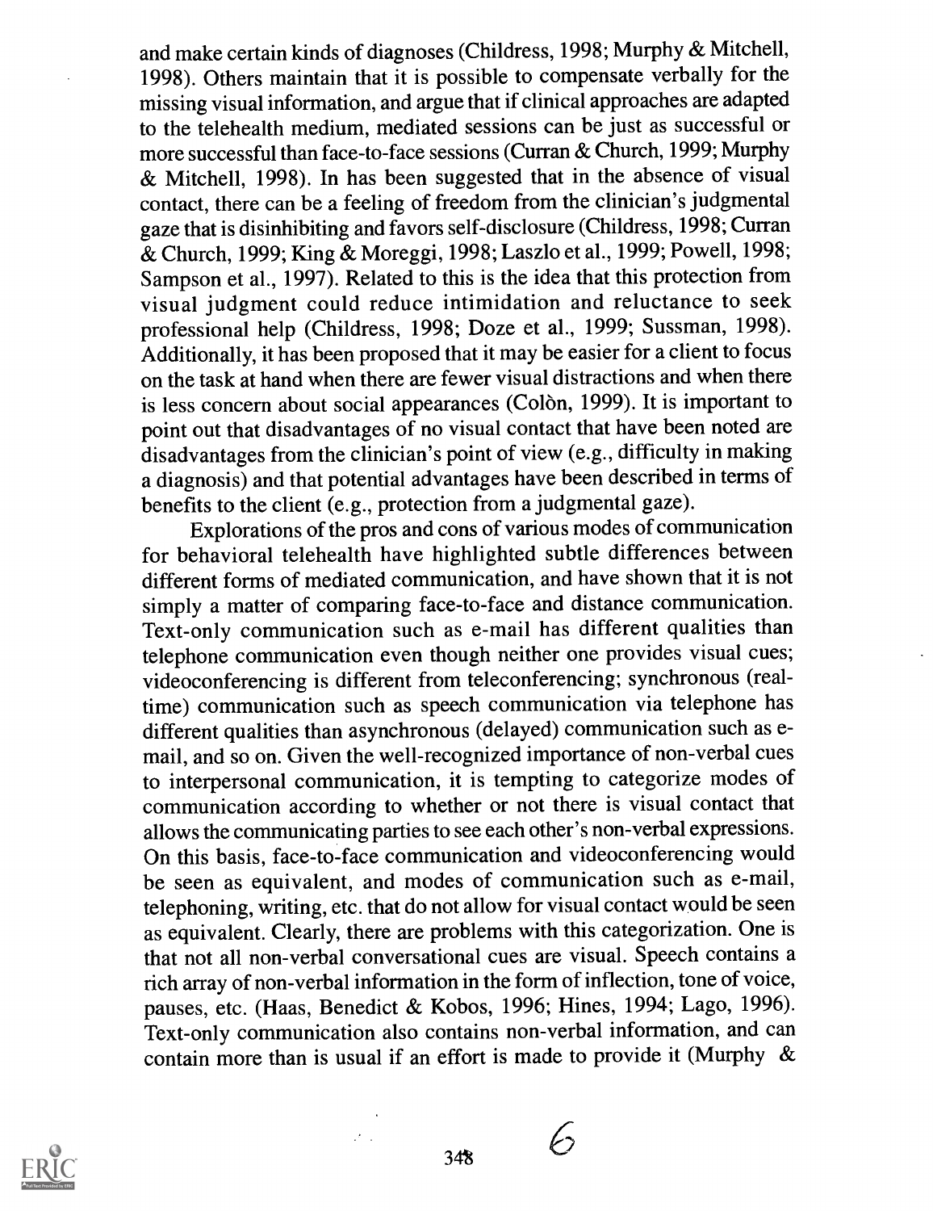and make certain kinds of diagnoses (Childress, 1998; Murphy & Mitchell, 1998). Others maintain that it is possible to compensate verbally for the missing visual information, and argue that if clinical approaches are adapted to the telehealth medium, mediated sessions can be just as successful or more successful than face-to-face sessions (Curran & Church, 1999; Murphy & Mitchell, 1998). In has been suggested that in the absence of visual contact, there can be a feeling of freedom from the clinician's judgmental gaze that is disinhibiting and favors self-disclosure (Childress, 1998; Curran & Church, 1999; King & Moreggi, 1998; Laszlo et al., 1999; Powell, 1998; Sampson et al., 1997). Related to this is the idea that this protection from visual judgment could reduce intimidation and reluctance to seek professional help (Childress, 1998; Doze et al., 1999; Sussman, 1998). Additionally, it has been proposed that it may be easier for a client to focus on the task at hand when there are fewer visual distractions and when there is less concern about social appearances (Colòn, 1999). It is important to point out that disadvantages of no visual contact that have been noted are disadvantages from the clinician's point of view (e.g., difficulty in making a diagnosis) and that potential advantages have been described in terms of benefits to the client (e.g., protection from a judgmental gaze).

Explorations of the pros and cons of various modes of communication for behavioral telehealth have highlighted subtle differences between different forms of mediated communication, and have shown that it is not simply a matter of comparing face-to-face and distance communication. Text-only communication such as e-mail has different qualities than telephone communication even though neither one provides visual cues; videoconferencing is different from teleconferencing; synchronous (real-time) communication such as speech communication via telephone has different qualities than asynchronous (delayed) communication such as e-mail, and so on. Given the well-recognized importance of non-verbal cues to interpersonal communication, it is tempting to categorize modes of communication according to whether or not there is visual contact that allows the communicating parties to see each other's non-verbal expressions. On this basis, face-to-face communication and videoconferencing would be seen as equivalent, and modes of communication such as e-mail, telephoning, writing, etc. that do not allow for visual contact would be seen as equivalent. Clearly, there are problems with this categorization. One is that not all non-verbal conversational cues are visual. Speech contains a rich array of non-verbal information in the form of inflection, tone of voice, pauses, etc. (Haas, Benedict & Kobos, 1996; Hines, 1994; Lago, 1996). Text-only communication also contains non-verbal information, and can contain more than is usual if an effort is made to provide it (Murphy &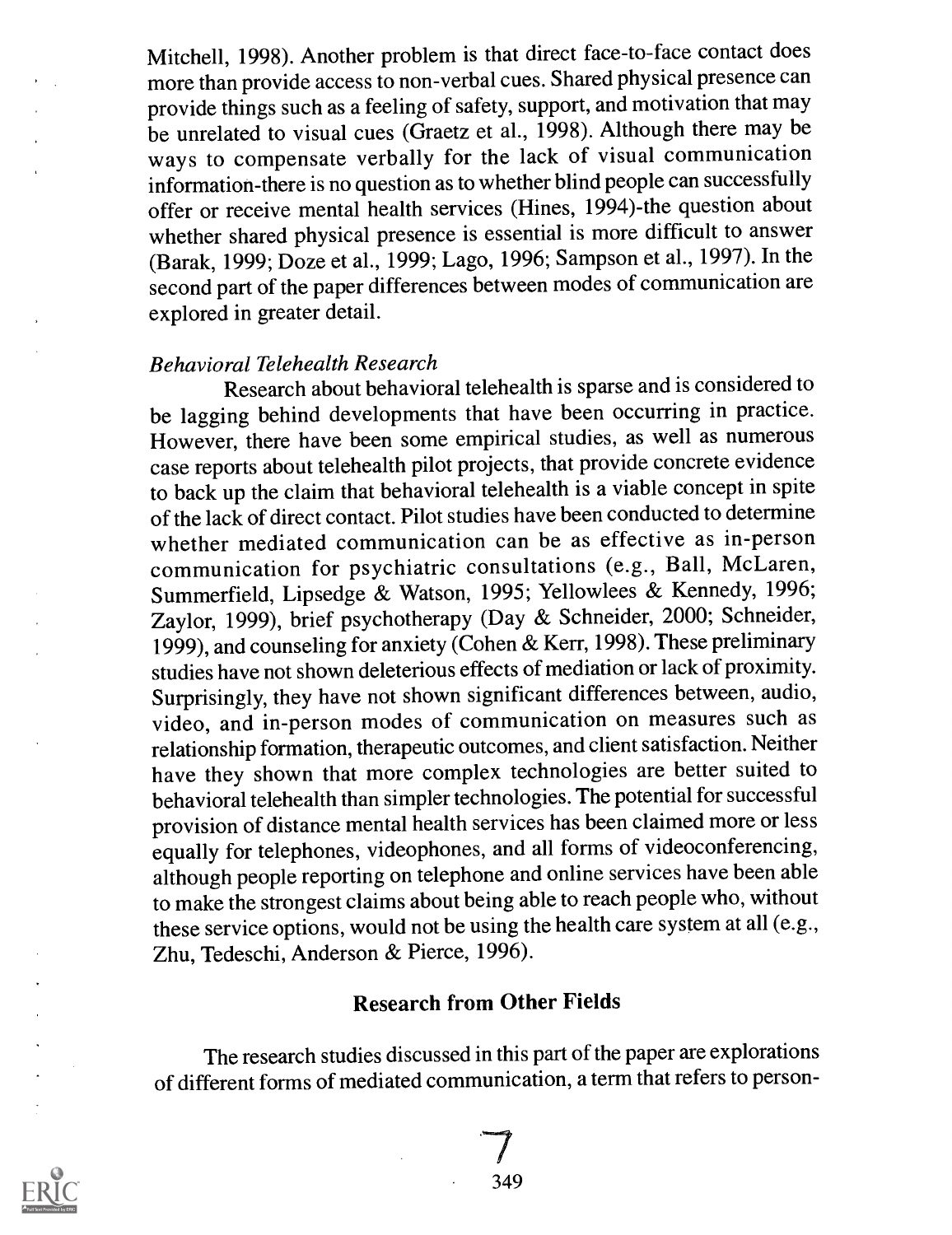Mitchell, 1998). Another problem is that direct face-to-face contact does more than provide access to non-verbal cues. Shared physical presence can provide things such as a feeling of safety, support, and motivation that may be unrelated to visual cues (Graetz et al., 1998). Although there may be ways to compensate verbally for the lack of visual communication information-there is no question as to whether blind people can successfully offer or receive mental health services (Hines, 1994)-the question about whether shared physical presence is essential is more difficult to answer (Barak, 1999; Doze et al., 1999; Lago, 1996; Sampson et al., 1997). In the second part of the paper differences between modes of communication are explored in greater detail.

### *Behavioral Telehealth Research*

Research about behavioral telehealth is sparse and is considered to be lagging behind developments that have been occurring in practice. However, there have been some empirical studies, as well as numerous case reports about telehealth pilot projects, that provide concrete evidence to back up the claim that behavioral telehealth is a viable concept in spite of the lack of direct contact. Pilot studies have been conducted to determine whether mediated communication can be as effective as in-person communication for psychiatric consultations (e.g., Ball, McLaren, Summerfield, Lipsedge & Watson, 1995; Yellowlees & Kennedy, 1996; Zaylor, 1999), brief psychotherapy (Day & Schneider, 2000; Schneider, 1999), and counseling for anxiety (Cohen & Kerr, 1998). These preliminary studies have not shown deleterious effects of mediation or lack of proximity. Surprisingly, they have not shown significant differences between, audio, video, and in-person modes of communication on measures such as relationship formation, therapeutic outcomes, and client satisfaction. Neither have they shown that more complex technologies are better suited to behavioral telehealth than simpler technologies. The potential for successful provision of distance mental health services has been claimed more or less equally for telephones, videophones, and all forms of videoconferencing, although people reporting on telephone and online services have been able to make the strongest claims about being able to reach people who, without these service options, would not be using the health care system at all (e.g., Zhu, Tedeschi, Anderson & Pierce, 1996).

## Research from Other Fields

The research studies discussed in this part of the paper are explorations of different forms of mediated communication, a term that refers to person-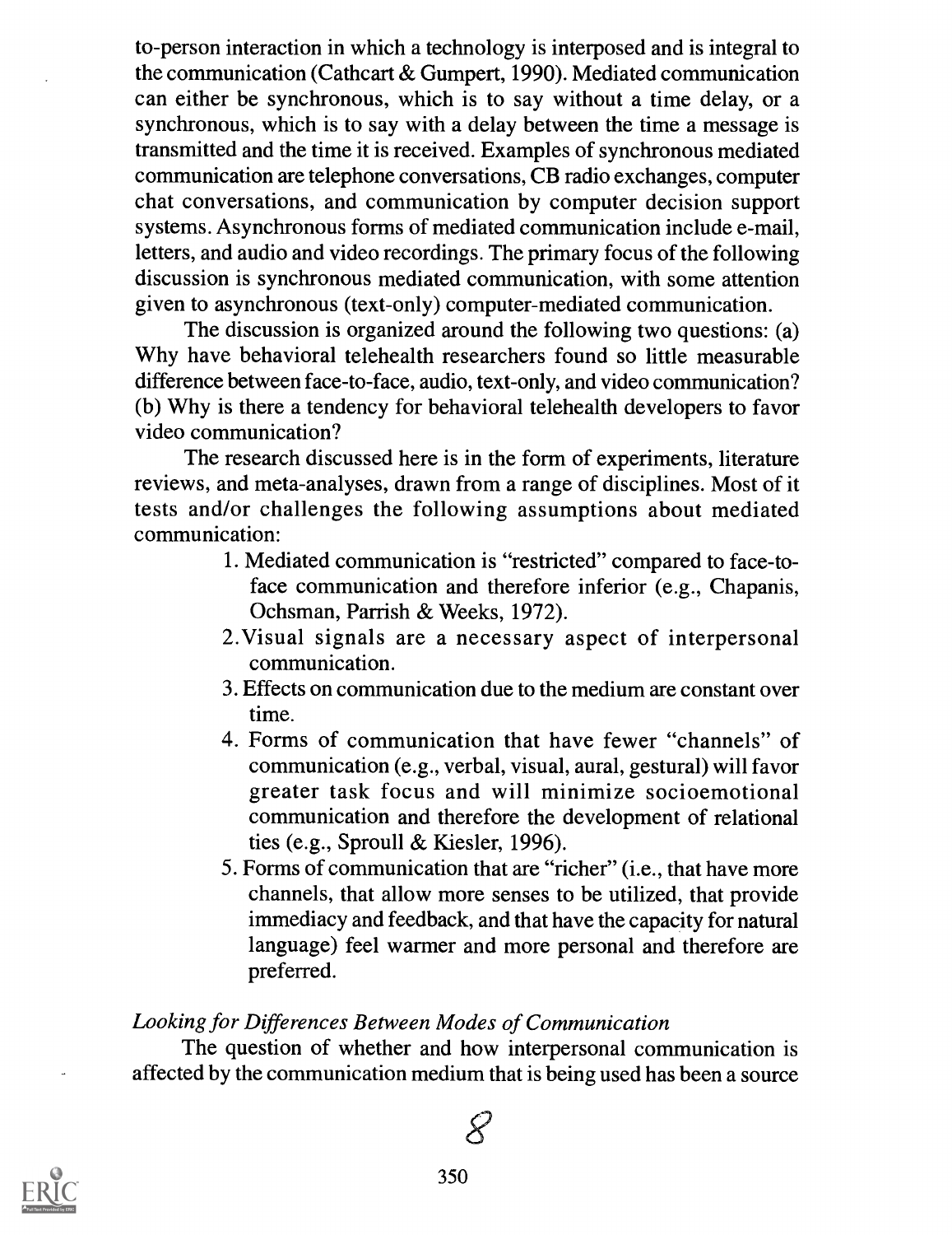to-person interaction in which a technology is interposed and is integral to the communication (Cathcart & Gumpert, 1990). Mediated communication can either be synchronous, which is to say without a time delay, or a synchronous, which is to say with a delay between the time a message is transmitted and the time it is received. Examples of synchronous mediated communication are telephone conversations, CB radio exchanges, computer chat conversations, and communication by computer decision support systems. Asynchronous forms of mediated communication include e-mail, letters, and audio and video recordings. The primary focus of the following discussion is synchronous mediated communication, with some attention given to asynchronous (text-only) computer-mediated communication.

The discussion is organized around the following two questions: (a) Why have behavioral telehealth researchers found so little measurable difference between face-to-face, audio, text-only, and video communication? (b) Why is there a tendency for behavioral telehealth developers to favor video communication?

The research discussed here is in the form of experiments, literature reviews, and meta-analyses, drawn from a range of disciplines. Most of it tests and/or challenges the following assumptions about mediated communication:

1. Mediated communication is "restricted" compared to face-to-face communication and therefore inferior (e.g., Chapanis, Ochsman, Parrish & Weeks, 1972).
2. Visual signals are a necessary aspect of interpersonal communication.
3. Effects on communication due to the medium are constant over time.
4. Forms of communication that have fewer "channels" of communication (e.g., verbal, visual, aural, gestural) will favor greater task focus and will minimize socioemotional communication and therefore the development of relational ties (e.g., Sproull & Kiesler, 1996).
5. Forms of communication that are "richer" (i.e., that have more channels, that allow more senses to be utilized, that provide immediacy and feedback, and that have the capacity for natural language) feel warmer and more personal and therefore are preferred.

*Looking for Differences Between Modes of Communication*

The question of whether and how interpersonal communication is affected by the communication medium that is being used has been a source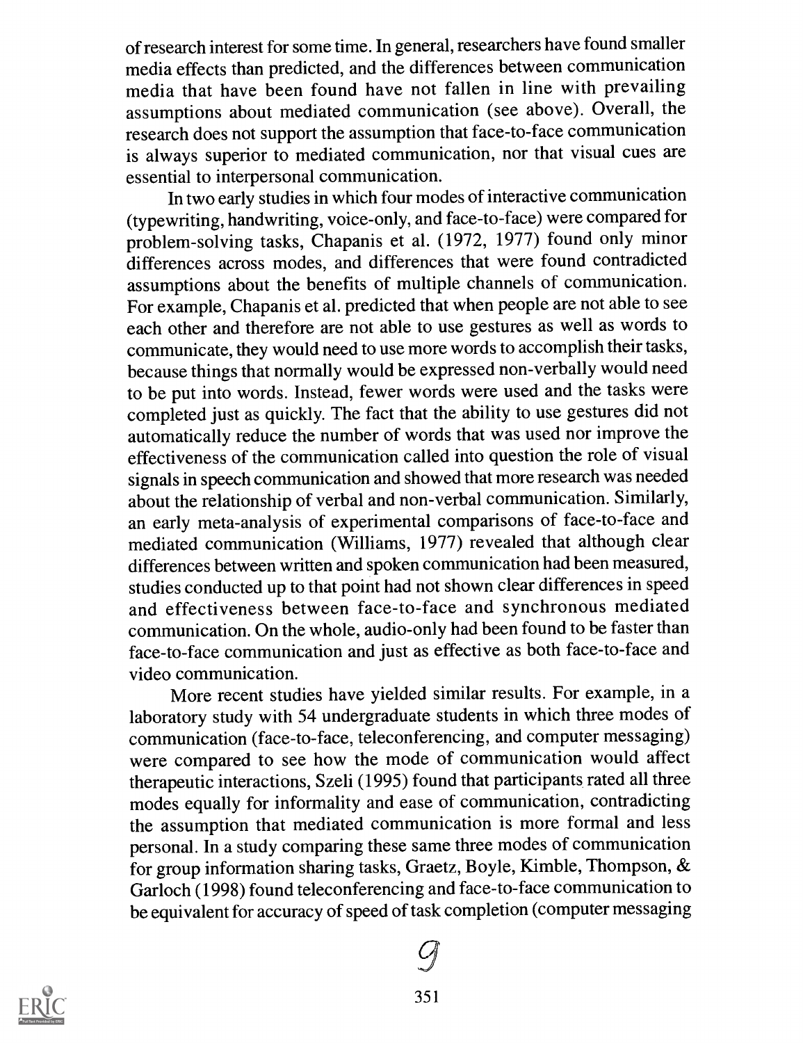of research interest for some time. In general, researchers have found smaller media effects than predicted, and the differences between communication media that have been found have not fallen in line with prevailing assumptions about mediated communication (see above). Overall, the research does not support the assumption that face-to-face communication is always superior to mediated communication, nor that visual cues are essential to interpersonal communication.

In two early studies in which four modes of interactive communication (typewriting, handwriting, voice-only, and face-to-face) were compared for problem-solving tasks, Chapanis et al. (1972, 1977) found only minor differences across modes, and differences that were found contradicted assumptions about the benefits of multiple channels of communication. For example, Chapanis et al. predicted that when people are not able to see each other and therefore are not able to use gestures as well as words to communicate, they would need to use more words to accomplish their tasks, because things that normally would be expressed non-verbally would need to be put into words. Instead, fewer words were used and the tasks were completed just as quickly. The fact that the ability to use gestures did not automatically reduce the number of words that was used nor improve the effectiveness of the communication called into question the role of visual signals in speech communication and showed that more research was needed about the relationship of verbal and non-verbal communication. Similarly, an early meta-analysis of experimental comparisons of face-to-face and mediated communication (Williams, 1977) revealed that although clear differences between written and spoken communication had been measured, studies conducted up to that point had not shown clear differences in speed and effectiveness between face-to-face and synchronous mediated communication. On the whole, audio-only had been found to be faster than face-to-face communication and just as effective as both face-to-face and video communication.

More recent studies have yielded similar results. For example, in a laboratory study with 54 undergraduate students in which three modes of communication (face-to-face, teleconferencing, and computer messaging) were compared to see how the mode of communication would affect therapeutic interactions, Szeli (1995) found that participants rated all three modes equally for informality and ease of communication, contradicting the assumption that mediated communication is more formal and less personal. In a study comparing these same three modes of communication for group information sharing tasks, Graetz, Boyle, Kimble, Thompson, & Garloch (1998) found teleconferencing and face-to-face communication to be equivalent for accuracy of speed of task completion (computer messaging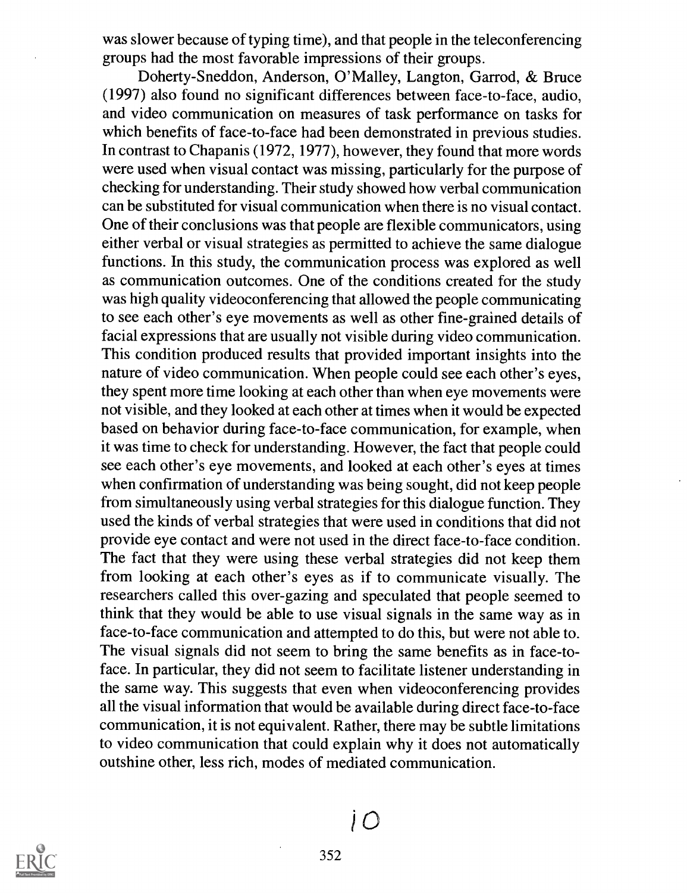was slower because of typing time), and that people in the teleconferencing groups had the most favorable impressions of their groups.

Doherty-Sneddon, Anderson, O'Malley, Langton, Garrod, & Bruce (1997) also found no significant differences between face-to-face, audio, and video communication on measures of task performance on tasks for which benefits of face-to-face had been demonstrated in previous studies. In contrast to Chapanis (1972, 1977), however, they found that more words were used when visual contact was missing, particularly for the purpose of checking for understanding. Their study showed how verbal communication can be substituted for visual communication when there is no visual contact. One of their conclusions was that people are flexible communicators, using either verbal or visual strategies as permitted to achieve the same dialogue functions. In this study, the communication process was explored as well as communication outcomes. One of the conditions created for the study was high quality videoconferencing that allowed the people communicating to see each other's eye movements as well as other fine-grained details of facial expressions that are usually not visible during video communication. This condition produced results that provided important insights into the nature of video communication. When people could see each other's eyes, they spent more time looking at each other than when eye movements were not visible, and they looked at each other at times when it would be expected based on behavior during face-to-face communication, for example, when it was time to check for understanding. However, the fact that people could see each other's eye movements, and looked at each other's eyes at times when confirmation of understanding was being sought, did not keep people from simultaneously using verbal strategies for this dialogue function. They used the kinds of verbal strategies that were used in conditions that did not provide eye contact and were not used in the direct face-to-face condition. The fact that they were using these verbal strategies did not keep them from looking at each other's eyes as if to communicate visually. The researchers called this over-gazing and speculated that people seemed to think that they would be able to use visual signals in the same way as in face-to-face communication and attempted to do this, but were not able to. The visual signals did not seem to bring the same benefits as in face-to-face. In particular, they did not seem to facilitate listener understanding in the same way. This suggests that even when videoconferencing provides all the visual information that would be available during direct face-to-face communication, it is not equivalent. Rather, there may be subtle limitations to video communication that could explain why it does not automatically outshine other, less rich, modes of mediated communication.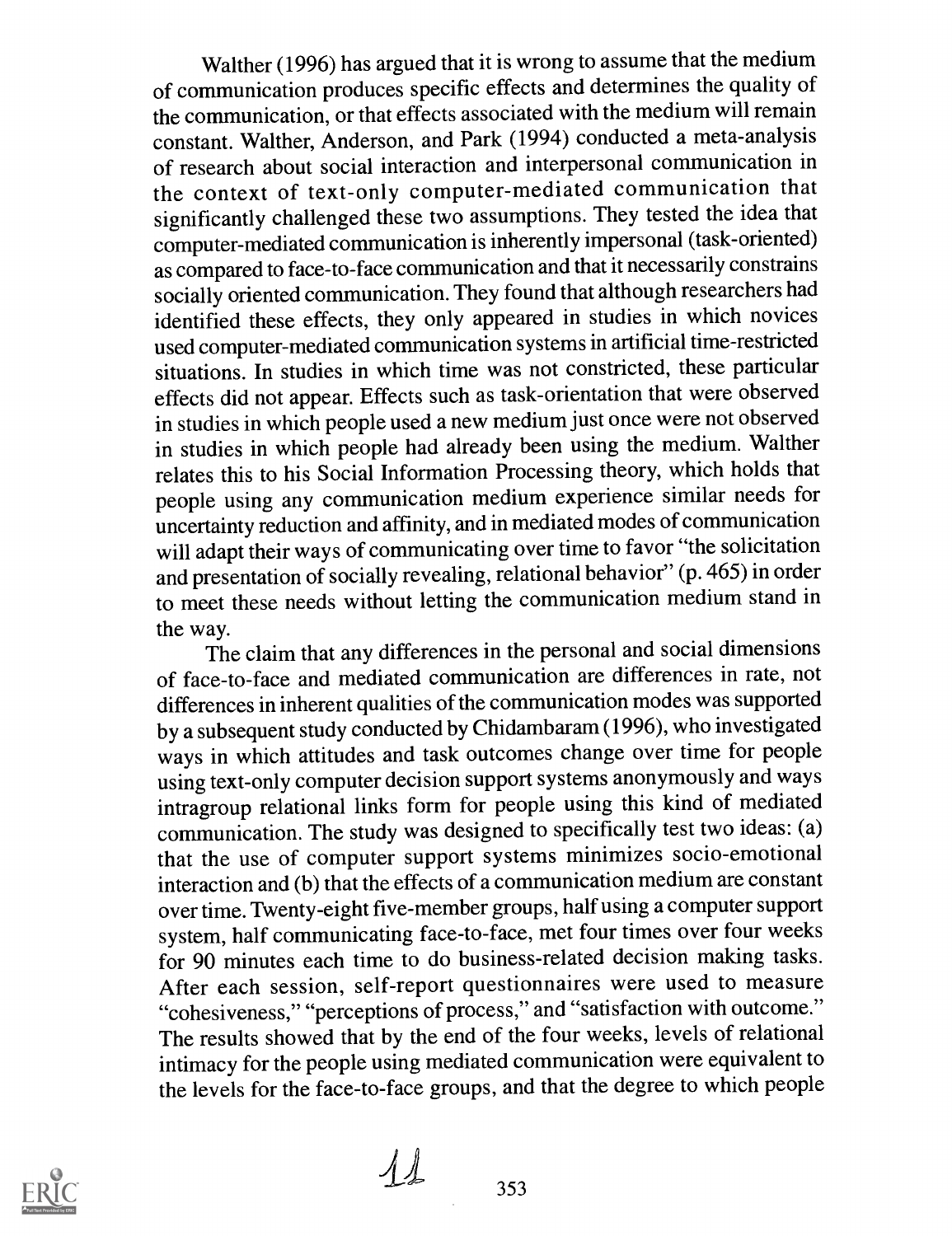Walther (1996) has argued that it is wrong to assume that the medium of communication produces specific effects and determines the quality of the communication, or that effects associated with the medium will remain constant. Walther, Anderson, and Park (1994) conducted a meta-analysis of research about social interaction and interpersonal communication in the context of text-only computer-mediated communication that significantly challenged these two assumptions. They tested the idea that computer-mediated communication is inherently impersonal (task-oriented) as compared to face-to-face communication and that it necessarily constrains socially oriented communication. They found that although researchers had identified these effects, they only appeared in studies in which novices used computer-mediated communication systems in artificial time-restricted situations. In studies in which time was not constricted, these particular effects did not appear. Effects such as task-orientation that were observed in studies in which people used a new medium just once were not observed in studies in which people had already been using the medium. Walther relates this to his Social Information Processing theory, which holds that people using any communication medium experience similar needs for uncertainty reduction and affinity, and in mediated modes of communication will adapt their ways of communicating over time to favor "the solicitation and presentation of socially revealing, relational behavior" (p. 465) in order to meet these needs without letting the communication medium stand in the way.

The claim that any differences in the personal and social dimensions of face-to-face and mediated communication are differences in rate, not differences in inherent qualities of the communication modes was supported by a subsequent study conducted by Chidambaram (1996), who investigated ways in which attitudes and task outcomes change over time for people using text-only computer decision support systems anonymously and ways intragroup relational links form for people using this kind of mediated communication. The study was designed to specifically test two ideas: (a) that the use of computer support systems minimizes socio-emotional interaction and (b) that the effects of a communication medium are constant over time. Twenty-eight five-member groups, half using a computer support system, half communicating face-to-face, met four times over four weeks for 90 minutes each time to do business-related decision making tasks. After each session, self-report questionnaires were used to measure "cohesiveness," "perceptions of process," and "satisfaction with outcome." The results showed that by the end of the four weeks, levels of relational intimacy for the people using mediated communication were equivalent to the levels for the face-to-face groups, and that the degree to which people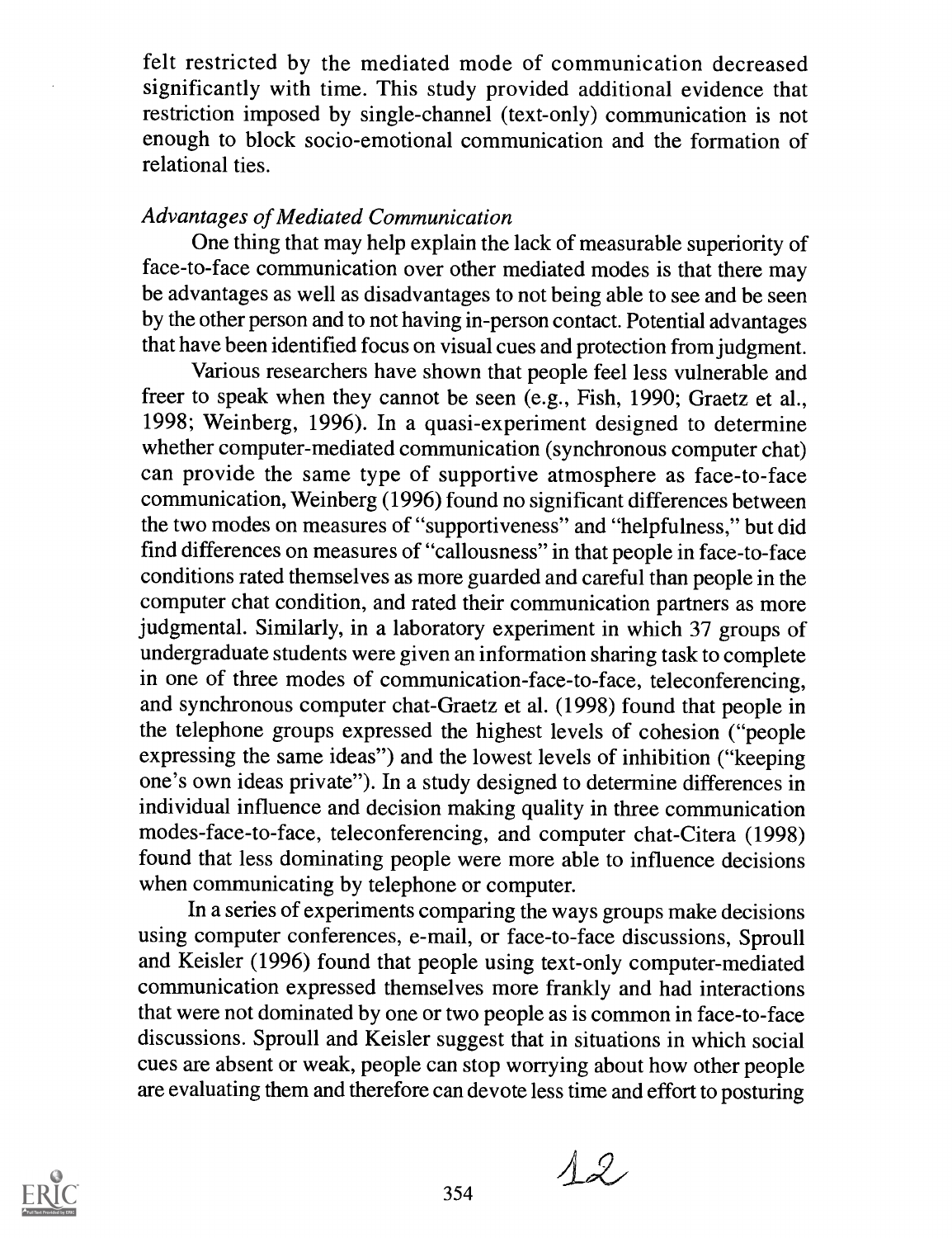felt restricted by the mediated mode of communication decreased significantly with time. This study provided additional evidence that restriction imposed by single-channel (text-only) communication is not enough to block socio-emotional communication and the formation of relational ties.

### *Advantages of Mediated Communication*

One thing that may help explain the lack of measurable superiority of face-to-face communication over other mediated modes is that there may be advantages as well as disadvantages to not being able to see and be seen by the other person and to not having in-person contact. Potential advantages that have been identified focus on visual cues and protection from judgment.

Various researchers have shown that people feel less vulnerable and freer to speak when they cannot be seen (e.g., Fish, 1990; Graetz et al., 1998; Weinberg, 1996). In a quasi-experiment designed to determine whether computer-mediated communication (synchronous computer chat) can provide the same type of supportive atmosphere as face-to-face communication, Weinberg (1996) found no significant differences between the two modes on measures of "supportiveness" and "helpfulness," but did find differences on measures of "callousness" in that people in face-to-face conditions rated themselves as more guarded and careful than people in the computer chat condition, and rated their communication partners as more judgmental. Similarly, in a laboratory experiment in which 37 groups of undergraduate students were given an information sharing task to complete in one of three modes of communication-face-to-face, teleconferencing, and synchronous computer chat-Graetz et al. (1998) found that people in the telephone groups expressed the highest levels of cohesion ("people expressing the same ideas") and the lowest levels of inhibition ("keeping one's own ideas private"). In a study designed to determine differences in individual influence and decision making quality in three communication modes-face-to-face, teleconferencing, and computer chat-Citera (1998) found that less dominating people were more able to influence decisions when communicating by telephone or computer.

In a series of experiments comparing the ways groups make decisions using computer conferences, e-mail, or face-to-face discussions, Sproull and Keisler (1996) found that people using text-only computer-mediated communication expressed themselves more frankly and had interactions that were not dominated by one or two people as is common in face-to-face discussions. Sproull and Keisler suggest that in situations in which social cues are absent or weak, people can stop worrying about how other people are evaluating them and therefore can devote less time and effort to posturing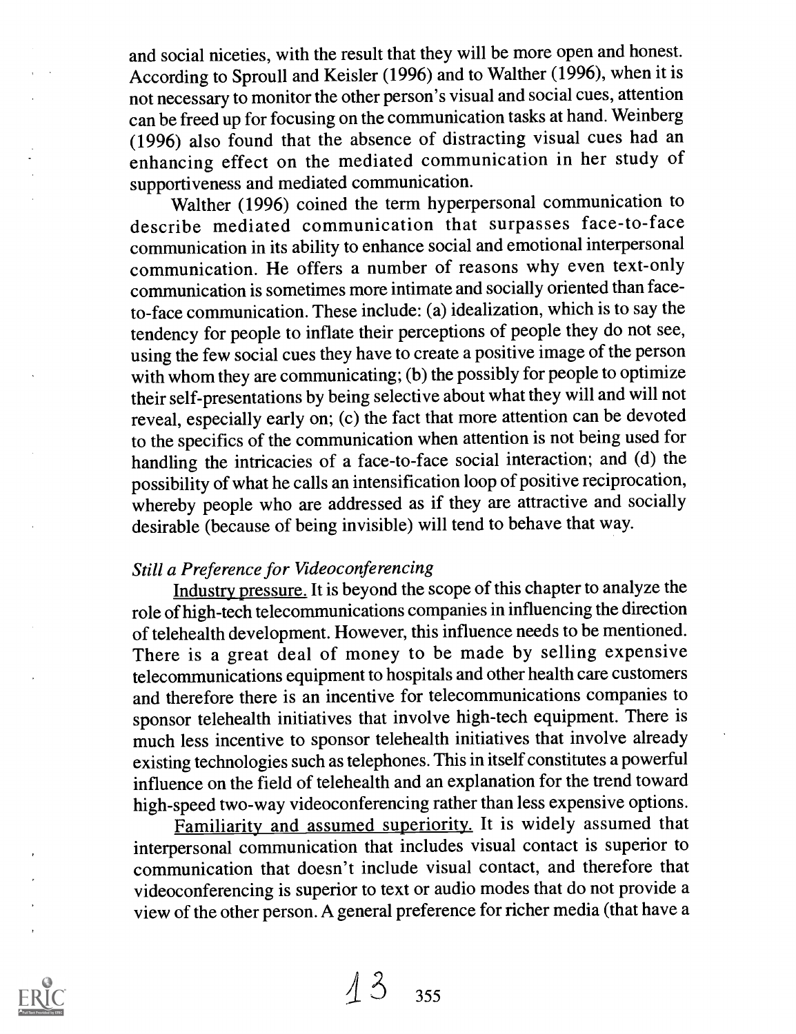and social niceties, with the result that they will be more open and honest. According to Sproull and Keisler (1996) and to Walther (1996), when it is not necessary to monitor the other person's visual and social cues, attention can be freed up for focusing on the communication tasks at hand. Weinberg (1996) also found that the absence of distracting visual cues had an enhancing effect on the mediated communication in her study of supportiveness and mediated communication.

Walther (1996) coined the term hyperpersonal communication to describe mediated communication that surpasses face-to-face communication in its ability to enhance social and emotional interpersonal communication. He offers a number of reasons why even text-only communication is sometimes more intimate and socially oriented than face-to-face communication. These include: (a) idealization, which is to say the tendency for people to inflate their perceptions of people they do not see, using the few social cues they have to create a positive image of the person with whom they are communicating; (b) the possibly for people to optimize their self-presentations by being selective about what they will and will not reveal, especially early on; (c) the fact that more attention can be devoted to the specifics of the communication when attention is not being used for handling the intricacies of a face-to-face social interaction; and (d) the possibility of what he calls an intensification loop of positive reciprocation, whereby people who are addressed as if they are attractive and socially desirable (because of being invisible) will tend to behave that way.

### *Still a Preference for Videoconferencing*

Industry pressure. It is beyond the scope of this chapter to analyze the role of high-tech telecommunications companies in influencing the direction of telehealth development. However, this influence needs to be mentioned. There is a great deal of money to be made by selling expensive telecommunications equipment to hospitals and other health care customers and therefore there is an incentive for telecommunications companies to sponsor telehealth initiatives that involve high-tech equipment. There is much less incentive to sponsor telehealth initiatives that involve already existing technologies such as telephones. This in itself constitutes a powerful influence on the field of telehealth and an explanation for the trend toward high-speed two-way videoconferencing rather than less expensive options.

Familiarity and assumed superiority. It is widely assumed that interpersonal communication that includes visual contact is superior to communication that doesn't include visual contact, and therefore that videoconferencing is superior to text or audio modes that do not provide a view of the other person. A general preference for richer media (that have a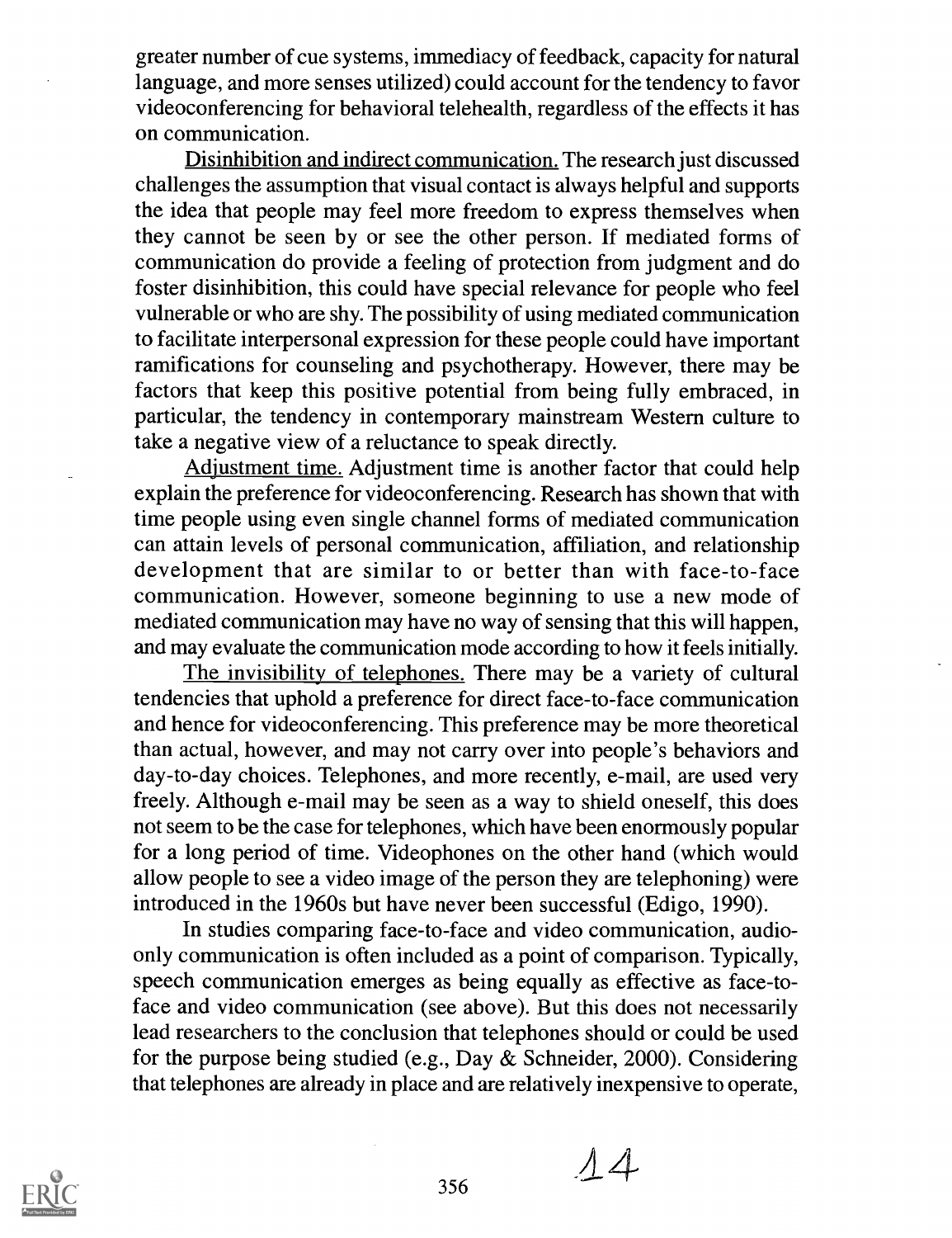greater number of cue systems, immediacy of feedback, capacity for natural language, and more senses utilized) could account for the tendency to favor videoconferencing for behavioral telehealth, regardless of the effects it has on communication.

Disinhibition and indirect communication. The research just discussed challenges the assumption that visual contact is always helpful and supports the idea that people may feel more freedom to express themselves when they cannot be seen by or see the other person. If mediated forms of communication do provide a feeling of protection from judgment and do foster disinhibition, this could have special relevance for people who feel vulnerable or who are shy. The possibility of using mediated communication to facilitate interpersonal expression for these people could have important ramifications for counseling and psychotherapy. However, there may be factors that keep this positive potential from being fully embraced, in particular, the tendency in contemporary mainstream Western culture to take a negative view of a reluctance to speak directly.

Adjustment time. Adjustment time is another factor that could help explain the preference for videoconferencing. Research has shown that with time people using even single channel forms of mediated communication can attain levels of personal communication, affiliation, and relationship development that are similar to or better than with face-to-face communication. However, someone beginning to use a new mode of mediated communication may have no way of sensing that this will happen, and may evaluate the communication mode according to how it feels initially.

The invisibility of telephones. There may be a variety of cultural tendencies that uphold a preference for direct face-to-face communication and hence for videoconferencing. This preference may be more theoretical than actual, however, and may not carry over into people's behaviors and day-to-day choices. Telephones, and more recently, e-mail, are used very freely. Although e-mail may be seen as a way to shield oneself, this does not seem to be the case for telephones, which have been enormously popular for a long period of time. Videophones on the other hand (which would allow people to see a video image of the person they are telephoning) were introduced in the 1960s but have never been successful (Edigo, 1990).

In studies comparing face-to-face and video communication, audio-only communication is often included as a point of comparison. Typically, speech communication emerges as being equally as effective as face-to-face and video communication (see above). But this does not necessarily lead researchers to the conclusion that telephones should or could be used for the purpose being studied (e.g., Day & Schneider, 2000). Considering that telephones are already in place and are relatively inexpensive to operate,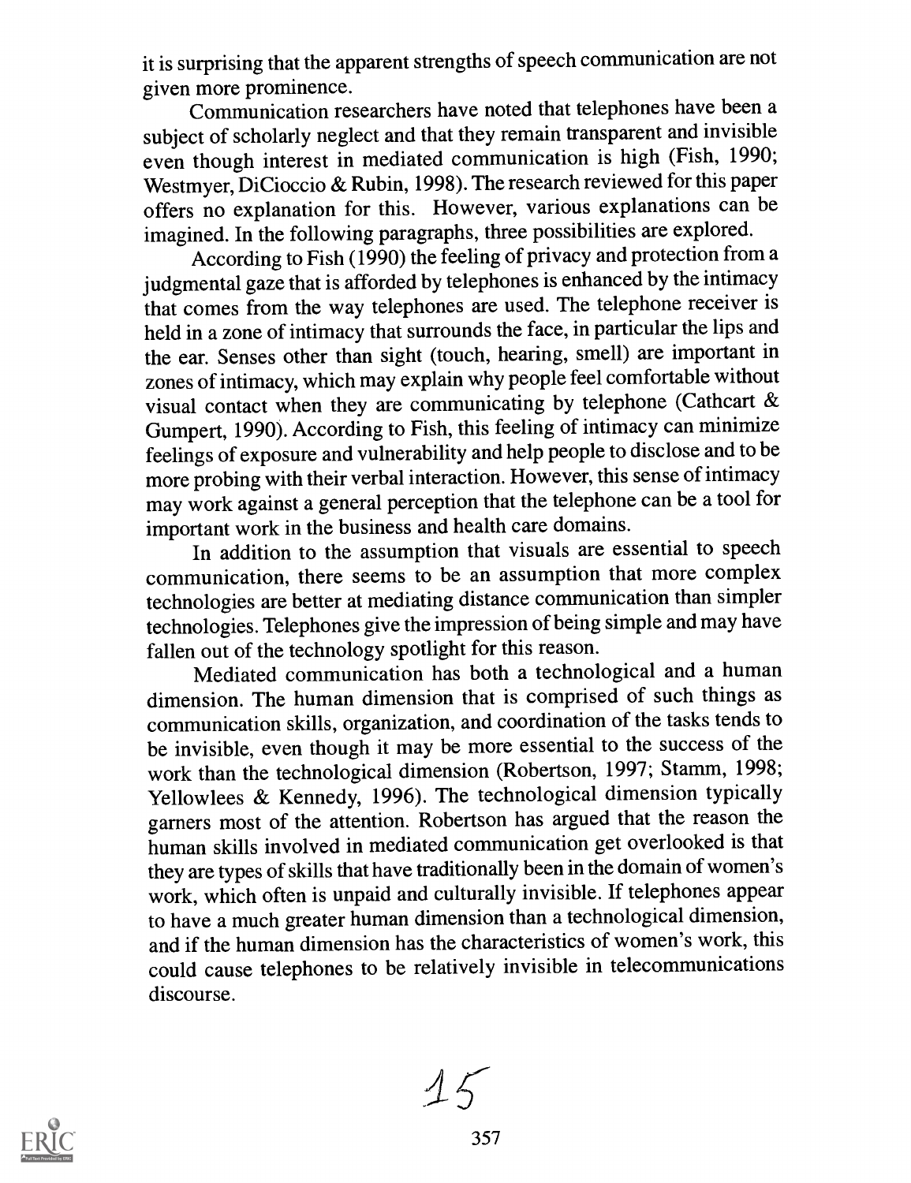it is surprising that the apparent strengths of speech communication are not given more prominence.

Communication researchers have noted that telephones have been a subject of scholarly neglect and that they remain transparent and invisible even though interest in mediated communication is high (Fish, 1990; Westmyer, DiCioccio & Rubin, 1998). The research reviewed for this paper offers no explanation for this. However, various explanations can be imagined. In the following paragraphs, three possibilities are explored.

According to Fish (1990) the feeling of privacy and protection from a judgmental gaze that is afforded by telephones is enhanced by the intimacy that comes from the way telephones are used. The telephone receiver is held in a zone of intimacy that surrounds the face, in particular the lips and the ear. Senses other than sight (touch, hearing, smell) are important in zones of intimacy, which may explain why people feel comfortable without visual contact when they are communicating by telephone (Cathcart & Gumpert, 1990). According to Fish, this feeling of intimacy can minimize feelings of exposure and vulnerability and help people to disclose and to be more probing with their verbal interaction. However, this sense of intimacy may work against a general perception that the telephone can be a tool for important work in the business and health care domains.

In addition to the assumption that visuals are essential to speech communication, there seems to be an assumption that more complex technologies are better at mediating distance communication than simpler technologies. Telephones give the impression of being simple and may have fallen out of the technology spotlight for this reason.

Mediated communication has both a technological and a human dimension. The human dimension that is comprised of such things as communication skills, organization, and coordination of the tasks tends to be invisible, even though it may be more essential to the success of the work than the technological dimension (Robertson, 1997; Stamm, 1998; Yellowlees & Kennedy, 1996). The technological dimension typically garners most of the attention. Robertson has argued that the reason the human skills involved in mediated communication get overlooked is that they are types of skills that have traditionally been in the domain of women's work, which often is unpaid and culturally invisible. If telephones appear to have a much greater human dimension than a technological dimension, and if the human dimension has the characteristics of women's work, this could cause telephones to be relatively invisible in telecommunications discourse.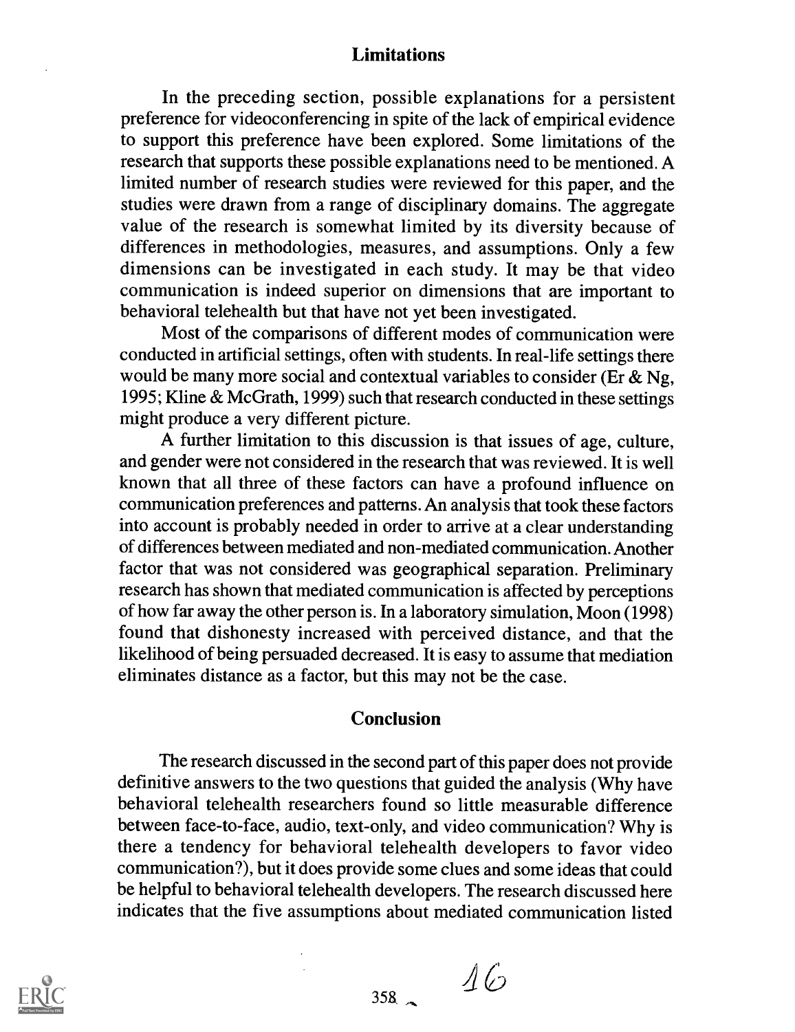## Limitations

In the preceding section, possible explanations for a persistent preference for videoconferencing in spite of the lack of empirical evidence to support this preference have been explored. Some limitations of the research that supports these possible explanations need to be mentioned. A limited number of research studies were reviewed for this paper, and the studies were drawn from a range of disciplinary domains. The aggregate value of the research is somewhat limited by its diversity because of differences in methodologies, measures, and assumptions. Only a few dimensions can be investigated in each study. It may be that video communication is indeed superior on dimensions that are important to behavioral telehealth but that have not yet been investigated.

Most of the comparisons of different modes of communication were conducted in artificial settings, often with students. In real-life settings there would be many more social and contextual variables to consider (Er & Ng, 1995; Kline & McGrath, 1999) such that research conducted in these settings might produce a very different picture.

A further limitation to this discussion is that issues of age, culture, and gender were not considered in the research that was reviewed. It is well known that all three of these factors can have a profound influence on communication preferences and patterns. An analysis that took these factors into account is probably needed in order to arrive at a clear understanding of differences between mediated and non-mediated communication. Another factor that was not considered was geographical separation. Preliminary research has shown that mediated communication is affected by perceptions of how far away the other person is. In a laboratory simulation, Moon (1998) found that dishonesty increased with perceived distance, and that the likelihood of being persuaded decreased. It is easy to assume that mediation eliminates distance as a factor, but this may not be the case.

## Conclusion

The research discussed in the second part of this paper does not provide definitive answers to the two questions that guided the analysis (Why have behavioral telehealth researchers found so little measurable difference between face-to-face, audio, text-only, and video communication? Why is there a tendency for behavioral telehealth developers to favor video communication?), but it does provide some clues and some ideas that could be helpful to behavioral telehealth developers. The research discussed here indicates that the five assumptions about mediated communication listed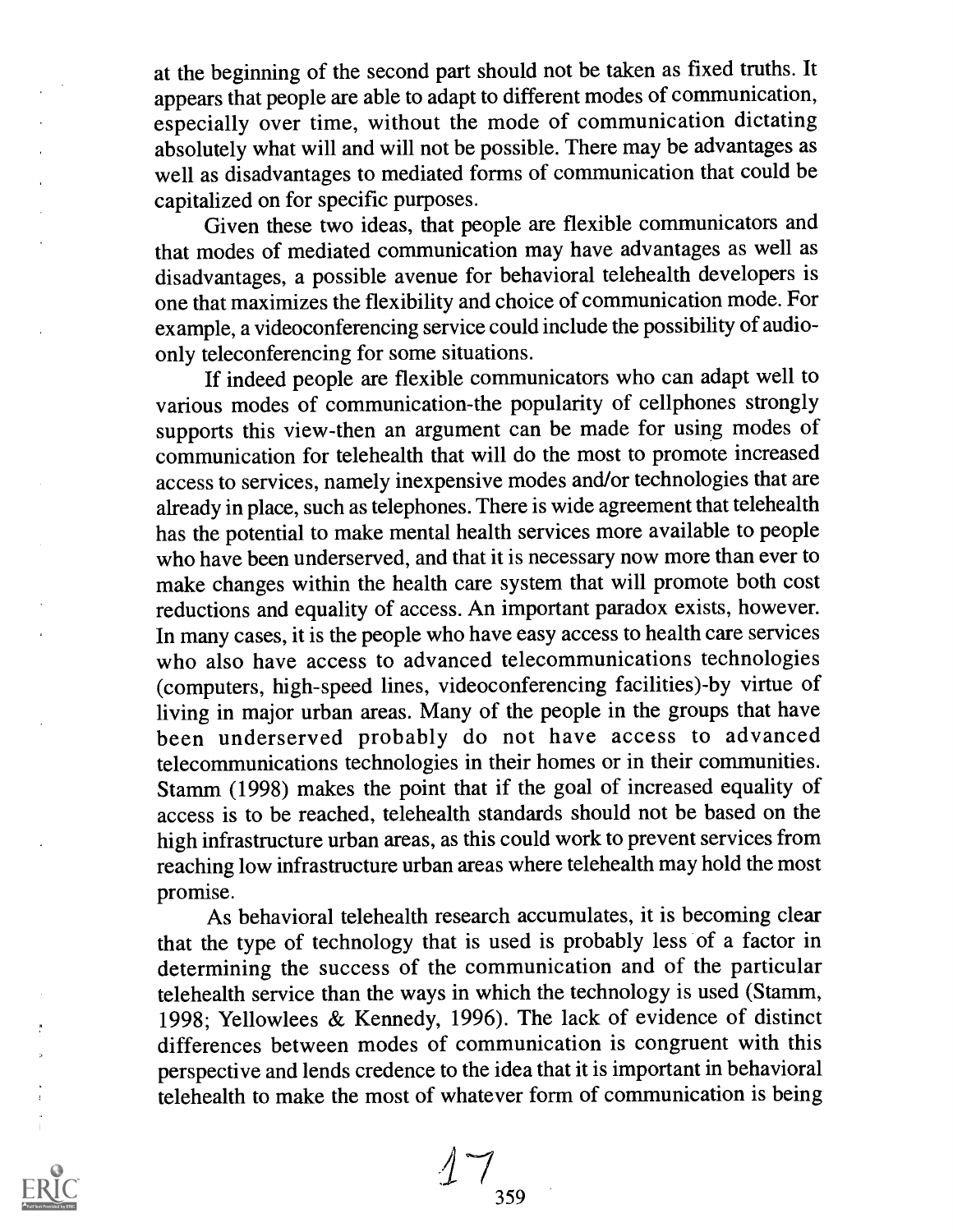at the beginning of the second part should not be taken as fixed truths. It appears that people are able to adapt to different modes of communication, especially over time, without the mode of communication dictating absolutely what will and will not be possible. There may be advantages as well as disadvantages to mediated forms of communication that could be capitalized on for specific purposes.

Given these two ideas, that people are flexible communicators and that modes of mediated communication may have advantages as well as disadvantages, a possible avenue for behavioral telehealth developers is one that maximizes the flexibility and choice of communication mode. For example, a videoconferencing service could include the possibility of audio-only teleconferencing for some situations.

If indeed people are flexible communicators who can adapt well to various modes of communication-the popularity of cellphones strongly supports this view-then an argument can be made for using modes of communication for telehealth that will do the most to promote increased access to services, namely inexpensive modes and/or technologies that are already in place, such as telephones. There is wide agreement that telehealth has the potential to make mental health services more available to people who have been underserved, and that it is necessary now more than ever to make changes within the health care system that will promote both cost reductions and equality of access. An important paradox exists, however. In many cases, it is the people who have easy access to health care services who also have access to advanced telecommunications technologies (computers, high-speed lines, videoconferencing facilities)-by virtue of living in major urban areas. Many of the people in the groups that have been underserved probably do not have access to advanced telecommunications technologies in their homes or in their communities. Stamm (1998) makes the point that if the goal of increased equality of access is to be reached, telehealth standards should not be based on the high infrastructure urban areas, as this could work to prevent services from reaching low infrastructure urban areas where telehealth may hold the most promise.

As behavioral telehealth research accumulates, it is becoming clear that the type of technology that is used is probably less of a factor in determining the success of the communication and of the particular telehealth service than the ways in which the technology is used (Stamm, 1998; Yellowlees & Kennedy, 1996). The lack of evidence of distinct differences between modes of communication is congruent with this perspective and lends credence to the idea that it is important in behavioral telehealth to make the most of whatever form of communication is being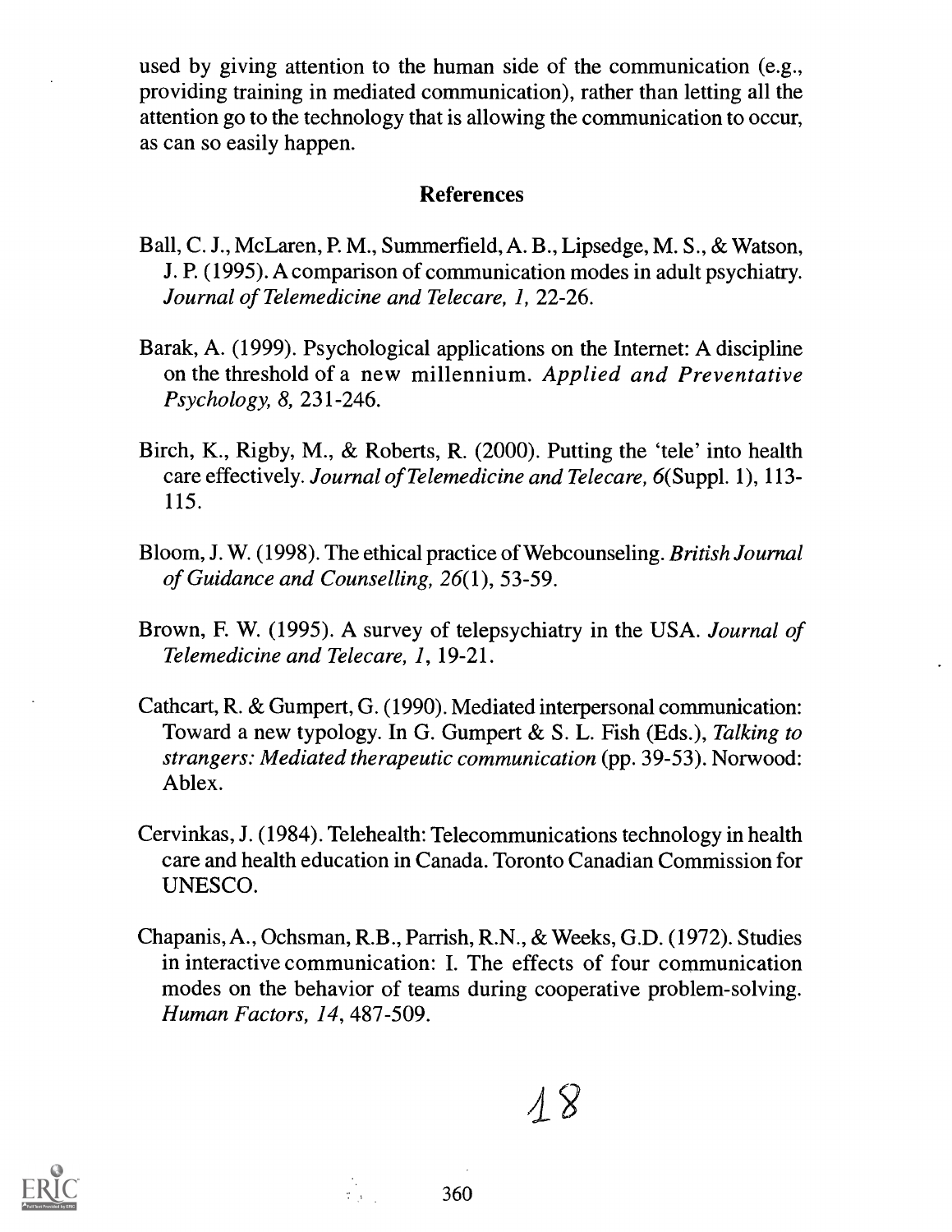used by giving attention to the human side of the communication (e.g., providing training in mediated communication), rather than letting all the attention go to the technology that is allowing the communication to occur, as can so easily happen.

## References

Ball, C. J., McLaren, P. M., Summerfield, A. B., Lipsedge, M. S., & Watson, J. P. (1995). A comparison of communication modes in adult psychiatry. *Journal of Telemedicine and Telecare, 1,* 22-26.

Barak, A. (1999). Psychological applications on the Internet: A discipline on the threshold of a new millennium. *Applied and Preventative Psychology, 8,* 231-246.

Birch, K., Rigby, M., & Roberts, R. (2000). Putting the 'tele' into health care effectively. *Journal of Telemedicine and Telecare, 6*(Suppl. 1), 113-115.

Bloom, J. W. (1998). The ethical practice of Webcounseling. *British Journal of Guidance and Counselling, 26*(1), 53-59.

Brown, F. W. (1995). A survey of telepsychiatry in the USA. *Journal of Telemedicine and Telecare, 1,* 19-21.

Cathcart, R. & Gumpert, G. (1990). Mediated interpersonal communication: Toward a new typology. In G. Gumpert & S. L. Fish (Eds.), *Talking to strangers: Mediated therapeutic communication* (pp. 39-53). Norwood: Ablex.

Cervinkas, J. (1984). Telehealth: Telecommunications technology in health care and health education in Canada. Toronto Canadian Commission for UNESCO.

Chapanis, A., Ochsman, R.B., Parrish, R.N., & Weeks, G.D. (1972). Studies in interactive communication: I. The effects of four communication modes on the behavior of teams during cooperative problem-solving. *Human Factors, 14,* 487-509.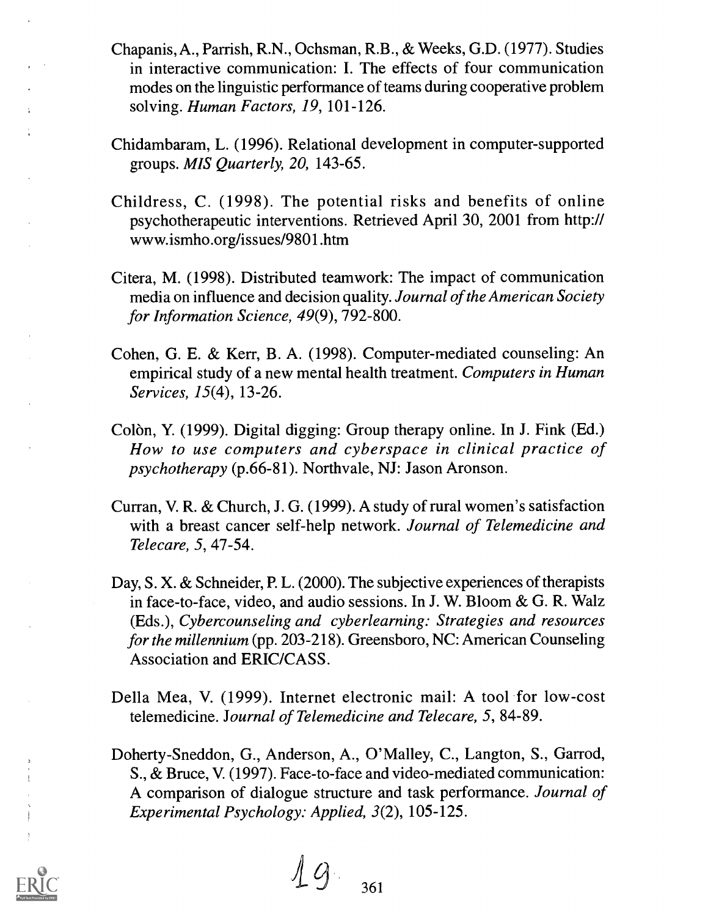Chapanis, A., Parrish, R.N., Ochsman, R.B., & Weeks, G.D. (1977). Studies in interactive communication: I. The effects of four communication modes on the linguistic performance of teams during cooperative problem solving. *Human Factors, 19*, 101-126.

Chidambaram, L. (1996). Relational development in computer-supported groups. *MIS Quarterly, 20*, 143-65.

Childress, C. (1998). The potential risks and benefits of online psychotherapeutic interventions. Retrieved April 30, 2001 from http://www.ismho.org/issues/9801.htm

Citera, M. (1998). Distributed teamwork: The impact of communication media on influence and decision quality. *Journal of the American Society for Information Science, 49*(9), 792-800.

Cohen, G. E. & Kerr, B. A. (1998). Computer-mediated counseling: An empirical study of a new mental health treatment. *Computers in Human Services, 15*(4), 13-26.

Colòn, Y. (1999). Digital digging: Group therapy online. In J. Fink (Ed.) *How to use computers and cyberspace in clinical practice of psychotherapy* (p.66-81). Northvale, NJ: Jason Aronson.

Curran, V. R. & Church, J. G. (1999). A study of rural women's satisfaction with a breast cancer self-help network. *Journal of Telemedicine and Telecare, 5*, 47-54.

Day, S. X. & Schneider, P. L. (2000). The subjective experiences of therapists in face-to-face, video, and audio sessions. In J. W. Bloom & G. R. Walz (Eds.), *Cybercounseling and cyberlearning: Strategies and resources for the millennium* (pp. 203-218). Greensboro, NC: American Counseling Association and ERIC/CASS.

Della Mea, V. (1999). Internet electronic mail: A tool for low-cost telemedicine. *Journal of Telemedicine and Telecare, 5*, 84-89.

Doherty-Sneddon, G., Anderson, A., O'Malley, C., Langton, S., Garrod, S., & Bruce, V. (1997). Face-to-face and video-mediated communication: A comparison of dialogue structure and task performance. *Journal of Experimental Psychology: Applied, 3*(2), 105-125.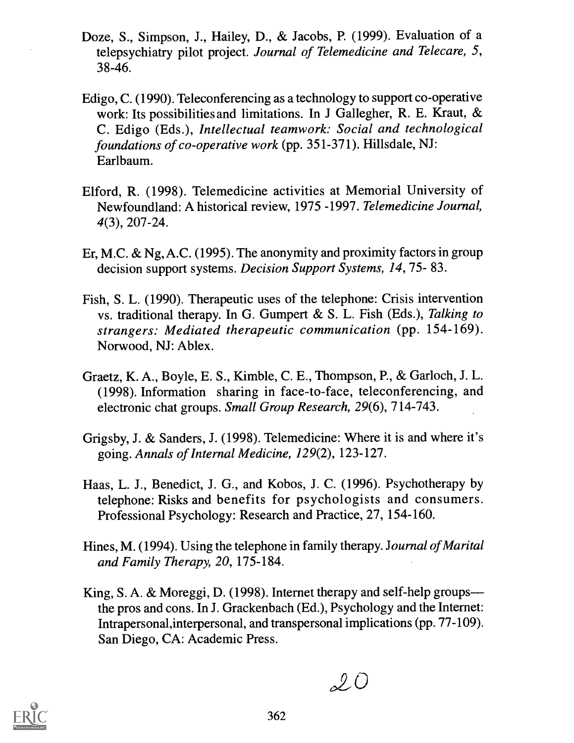Doze, S., Simpson, J., Hailey, D., & Jacobs, P. (1999). Evaluation of a telepsychiatry pilot project. *Journal of Telemedicine and Telecare, 5*, 38-46.

Edigo, C. (1990). Teleconferencing as a technology to support co-operative work: Its possibilities and limitations. In J Gallegher, R. E. Kraut, & C. Edigo (Eds.), *Intellectual teamwork: Social and technological foundations of co-operative work* (pp. 351-371). Hillsdale, NJ: Earlbaum.

Elford, R. (1998). Telemedicine activities at Memorial University of Newfoundland: A historical review, 1975 -1997. *Telemedicine Journal, 4*(3), 207-24.

Er, M.C. & Ng, A.C. (1995). The anonymity and proximity factors in group decision support systems. *Decision Support Systems, 14*, 75- 83.

Fish, S. L. (1990). Therapeutic uses of the telephone: Crisis intervention vs. traditional therapy. In G. Gumpert & S. L. Fish (Eds.), *Talking to strangers: Mediated therapeutic communication* (pp. 154-169). Norwood, NJ: Ablex.

Graetz, K. A., Boyle, E. S., Kimble, C. E., Thompson, P., & Garloch, J. L. (1998). Information sharing in face-to-face, teleconferencing, and electronic chat groups. *Small Group Research, 29*(6), 714-743.

Grigsby, J. & Sanders, J. (1998). Telemedicine: Where it is and where it's going. *Annals of Internal Medicine, 129*(2), 123-127.

Haas, L. J., Benedict, J. G., and Kobos, J. C. (1996). Psychotherapy by telephone: Risks and benefits for psychologists and consumers. Professional Psychology: Research and Practice, 27, 154-160.

Hines, M. (1994). Using the telephone in family therapy. *Journal of Marital and Family Therapy, 20*, 175-184.

King, S. A. & Moreggi, D. (1998). Internet therapy and self-help groups—the pros and cons. In J. Grackenbach (Ed.), Psychology and the Internet: Intrapersonal,interpersonal, and transpersonal implications (pp. 77-109). San Diego, CA: Academic Press.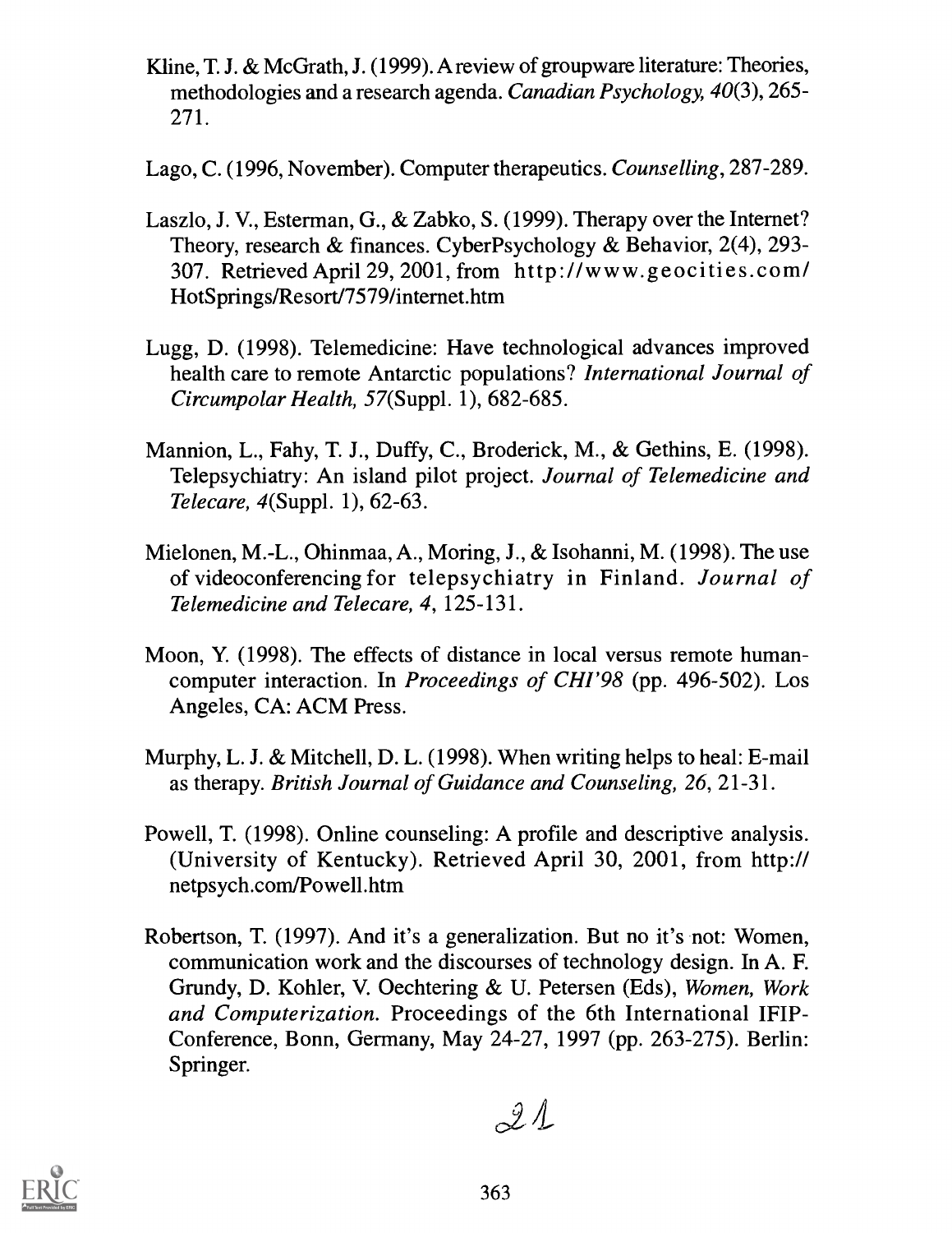Kline, T. J. & McGrath, J. (1999). A review of groupware literature: Theories, methodologies and a research agenda. *Canadian Psychology, 40*(3), 265-271.

Lago, C. (1996, November). Computer therapeutics. *Counselling*, 287-289.

Laszlo, J. V., Esterman, G., & Zabko, S. (1999). Therapy over the Internet? Theory, research & finances. CyberPsychology & Behavior, 2(4), 293-307. Retrieved April 29, 2001, from http://www.geocities.com/HotSprings/Resort/7579/internet.htm

Lugg, D. (1998). Telemedicine: Have technological advances improved health care to remote Antarctic populations? *International Journal of Circumpolar Health, 57*(Suppl. 1), 682-685.

Mannion, L., Fahy, T. J., Duffy, C., Broderick, M., & Gethins, E. (1998). Telepsychiatry: An island pilot project. *Journal of Telemedicine and Telecare, 4*(Suppl. 1), 62-63.

Mielonen, M.-L., Ohinmaa, A., Moring, J., & Isohanni, M. (1998). The use of videoconferencing for telepsychiatry in Finland. *Journal of Telemedicine and Telecare, 4*, 125-131.

Moon, Y. (1998). The effects of distance in local versus remote human-computer interaction. In *Proceedings of CHI'98* (pp. 496-502). Los Angeles, CA: ACM Press.

Murphy, L. J. & Mitchell, D. L. (1998). When writing helps to heal: E-mail as therapy. *British Journal of Guidance and Counseling, 26*, 21-31.

Powell, T. (1998). Online counseling: A profile and descriptive analysis. (University of Kentucky). Retrieved April 30, 2001, from http://netpsych.com/Powell.htm

Robertson, T. (1997). And it's a generalization. But no it's not: Women, communication work and the discourses of technology design. In A. F. Grundy, D. Kohler, V. Oechtering & U. Petersen (Eds), *Women, Work and Computerization.* Proceedings of the 6th International IFIP-Conference, Bonn, Germany, May 24-27, 1997 (pp. 263-275). Berlin: Springer.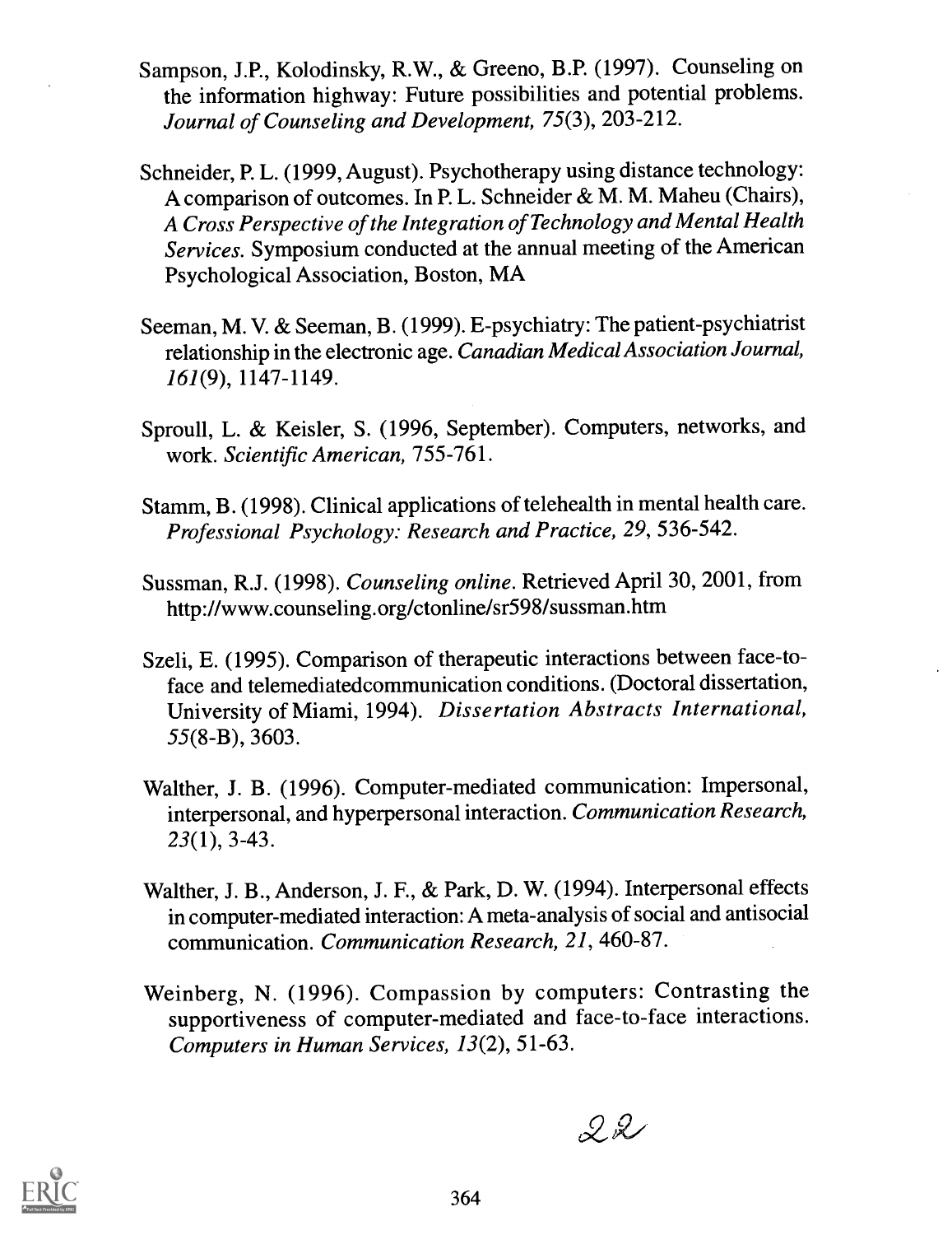Sampson, J.P., Kolodinsky, R.W., & Greeno, B.P. (1997). Counseling on the information highway: Future possibilities and potential problems. *Journal of Counseling and Development, 75*(3), 203-212.

Schneider, P. L. (1999, August). Psychotherapy using distance technology: A comparison of outcomes. In P. L. Schneider & M. M. Maheu (Chairs), *A Cross Perspective of the Integration of Technology and Mental Health Services.* Symposium conducted at the annual meeting of the American Psychological Association, Boston, MA

Seeman, M. V. & Seeman, B. (1999). E-psychiatry: The patient-psychiatrist relationship in the electronic age. *Canadian Medical Association Journal, 161*(9), 1147-1149.

Sproull, L. & Keisler, S. (1996, September). Computers, networks, and work. *Scientific American,* 755-761.

Stamm, B. (1998). Clinical applications of telehealth in mental health care. *Professional Psychology: Research and Practice, 29,* 536-542.

Sussman, R.J. (1998). *Counseling online.* Retrieved April 30, 2001, from http://www.counseling.org/ctonline/sr598/sussman.htm

Szeli, E. (1995). Comparison of therapeutic interactions between face-to-face and telemediatedcommunication conditions. (Doctoral dissertation, University of Miami, 1994). *Dissertation Abstracts International, 55*(8-B), 3603.

Walther, J. B. (1996). Computer-mediated communication: Impersonal, interpersonal, and hyperpersonal interaction. *Communication Research, 23*(1), 3-43.

Walther, J. B., Anderson, J. F., & Park, D. W. (1994). Interpersonal effects in computer-mediated interaction: A meta-analysis of social and antisocial communication. *Communication Research, 21,* 460-87.

Weinberg, N. (1996). Compassion by computers: Contrasting the supportiveness of computer-mediated and face-to-face interactions. *Computers in Human Services, 13*(2), 51-63.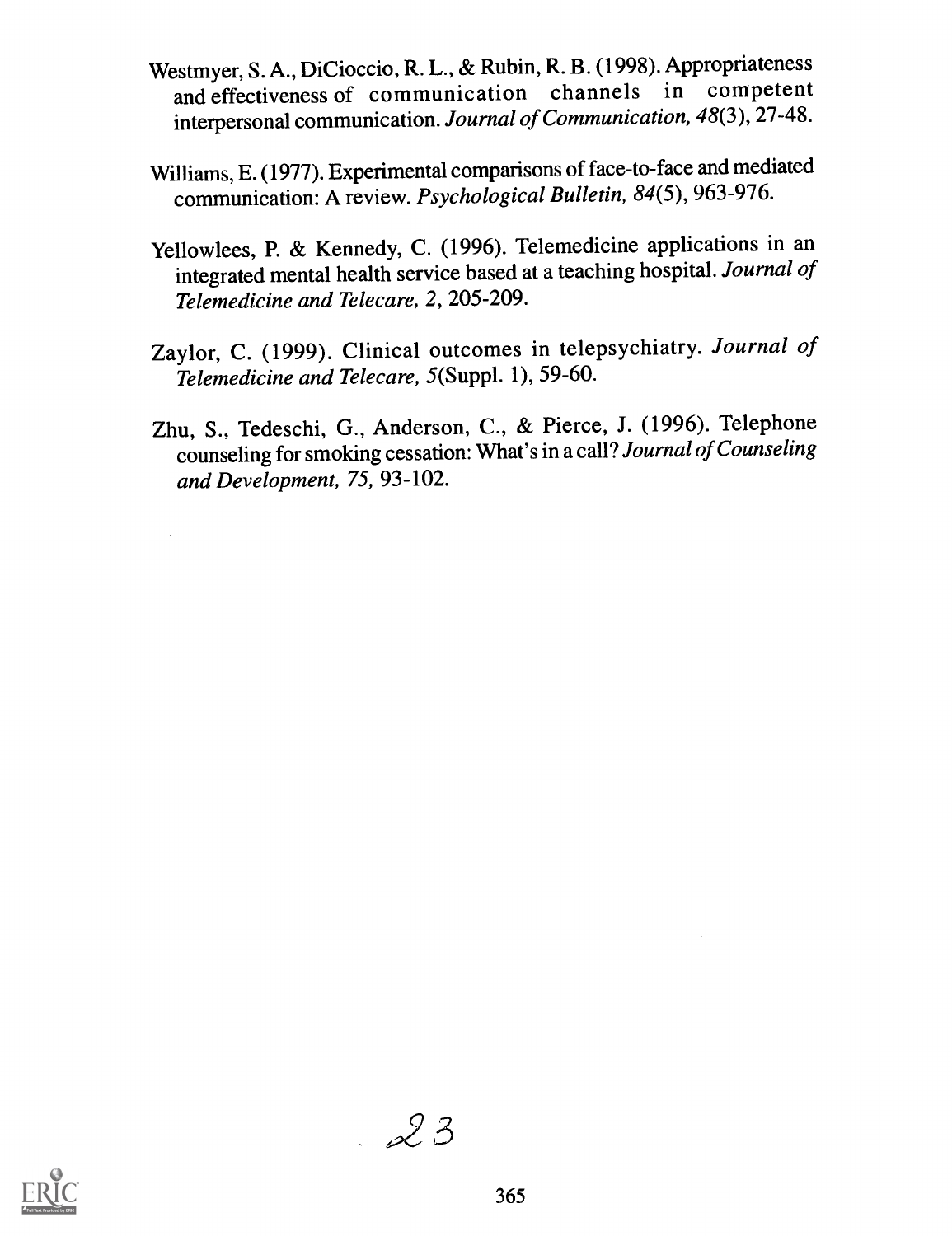Westmyer, S. A., DiCioccio, R. L., & Rubin, R. B. (1998). Appropriateness and effectiveness of communication channels in competent interpersonal communication. *Journal of Communication, 48*(3), 27-48.

Williams, E. (1977). Experimental comparisons of face-to-face and mediated communication: A review. *Psychological Bulletin, 84*(5), 963-976.

Yellowlees, P. & Kennedy, C. (1996). Telemedicine applications in an integrated mental health service based at a teaching hospital. *Journal of Telemedicine and Telecare, 2*, 205-209.

Zaylor, C. (1999). Clinical outcomes in telepsychiatry. *Journal of Telemedicine and Telecare, 5*(Suppl. 1), 59-60.

Zhu, S., Tedeschi, G., Anderson, C., & Pierce, J. (1996). Telephone counseling for smoking cessation: What's in a call? *Journal of Counseling and Development, 75*, 93-102.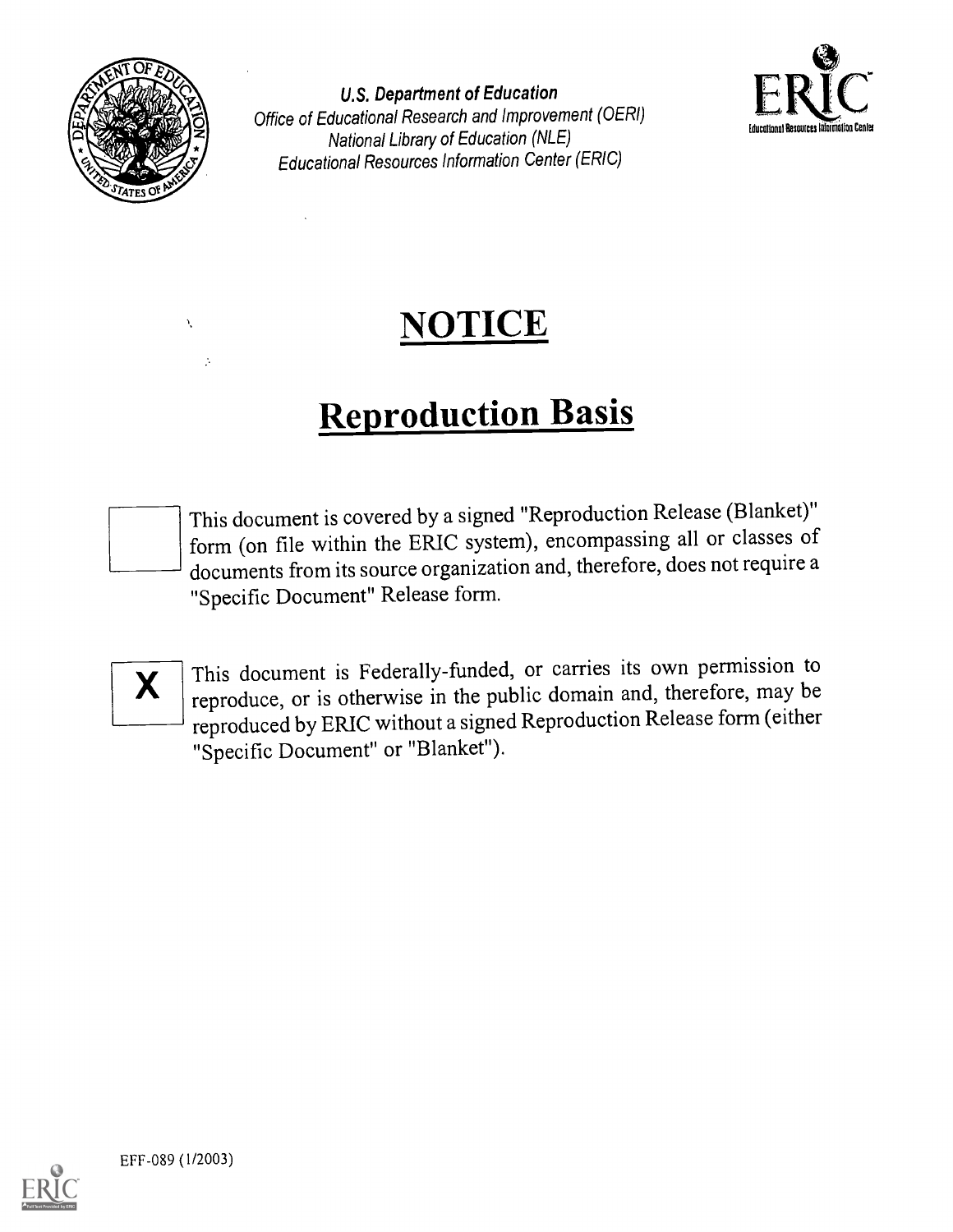U.S. Department of Education
Office of Educational Research and Improvement (OERI)
National Library of Education (NLE)
Educational Resources Information Center (ERIC)

# NOTICE

# Reproduction Basis

☐ This document is covered by a signed "Reproduction Release (Blanket)" form (on file within the ERIC system), encompassing all or classes of documents from its source organization and, therefore, does not require a "Specific Document" Release form.

☒ This document is Federally-funded, or carries its own permission to reproduce, or is otherwise in the public domain and, therefore, may be reproduced by ERIC without a signed Reproduction Release form (either "Specific Document" or "Blanket").

EFF-089 (1/2003)